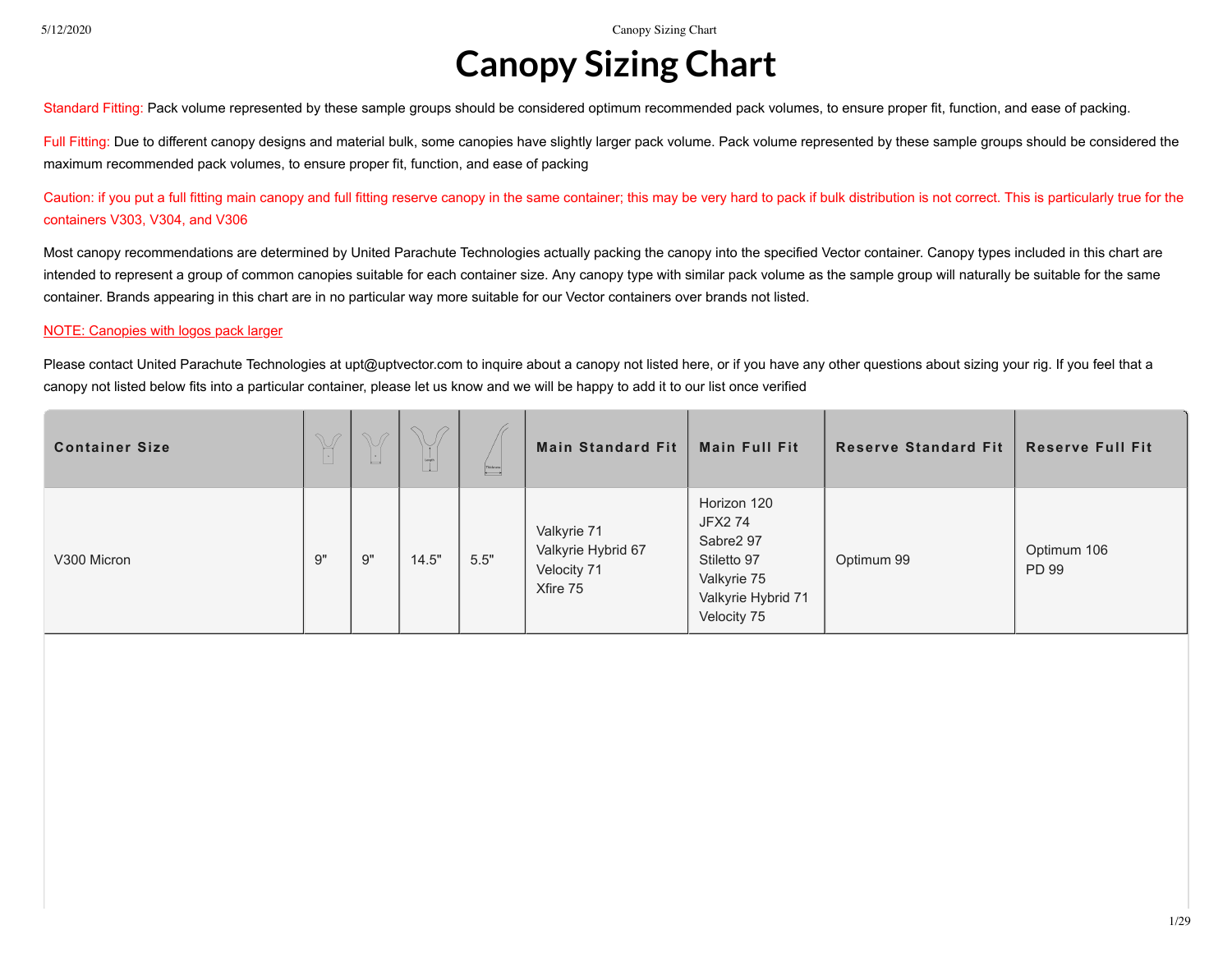# Canopy Sizing Chart

Standard Fitting: Pack volume represented by these sample groups should be considered optimum recommended pack volumes, to ensure proper fit, function, and ease of packing.

Full Fitting: Due to different canopy designs and material bulk, some canopies have slightly larger pack volume. Pack volume represented by these sample groups should be considered the maximum recommended pack volumes, to ensure proper fit, function, and ease of packing

Caution: if you put a full fitting main canopy and full fitting reserve canopy in the same container; this may be very hard to pack if bulk distribution is not correct. This is particularly true for the containers V303, V304, and V306

Most canopy recommendations are determined by United Parachute Technologies actually packing the canopy into the specified Vector container. Canopy types included in this chart are intended to represent a group of common canopies suitable for each container size. Any canopy type with similar pack volume as the sample group will naturally be suitable for the same container. Brands appearing in this chart are in no particular way more suitable for our Vector containers over brands not listed.

NOTE: Canopies with logos pack larger

Please contact United Parachute Technologies at upt@uptvector.com to inquire about a canopy not listed here, or if you have any other questions about sizing your rig. If you feel that a canopy not listed below fits into a particular container, please let us know and we will be happy to add it to our list once verified

| Container Size | | | | | Main Standard Fit | Main Full Fit | Reserve Standard Fit | Reserve Full Fit |
|---|---|---|---|---|---|---|---|---|
| V300 Micron | 9" | 9" | 14.5" | 5.5" | Valkyrie 71<br>Valkyrie Hybrid 67<br>Velocity 71<br>Xfire 75 | Horizon 120<br>JFX2 74<br>Sabre2 97<br>Stiletto 97<br>Valkyrie 75<br>Valkyrie Hybrid 71<br>Velocity 75 | Optimum 99 | Optimum 106<br>PD 99 |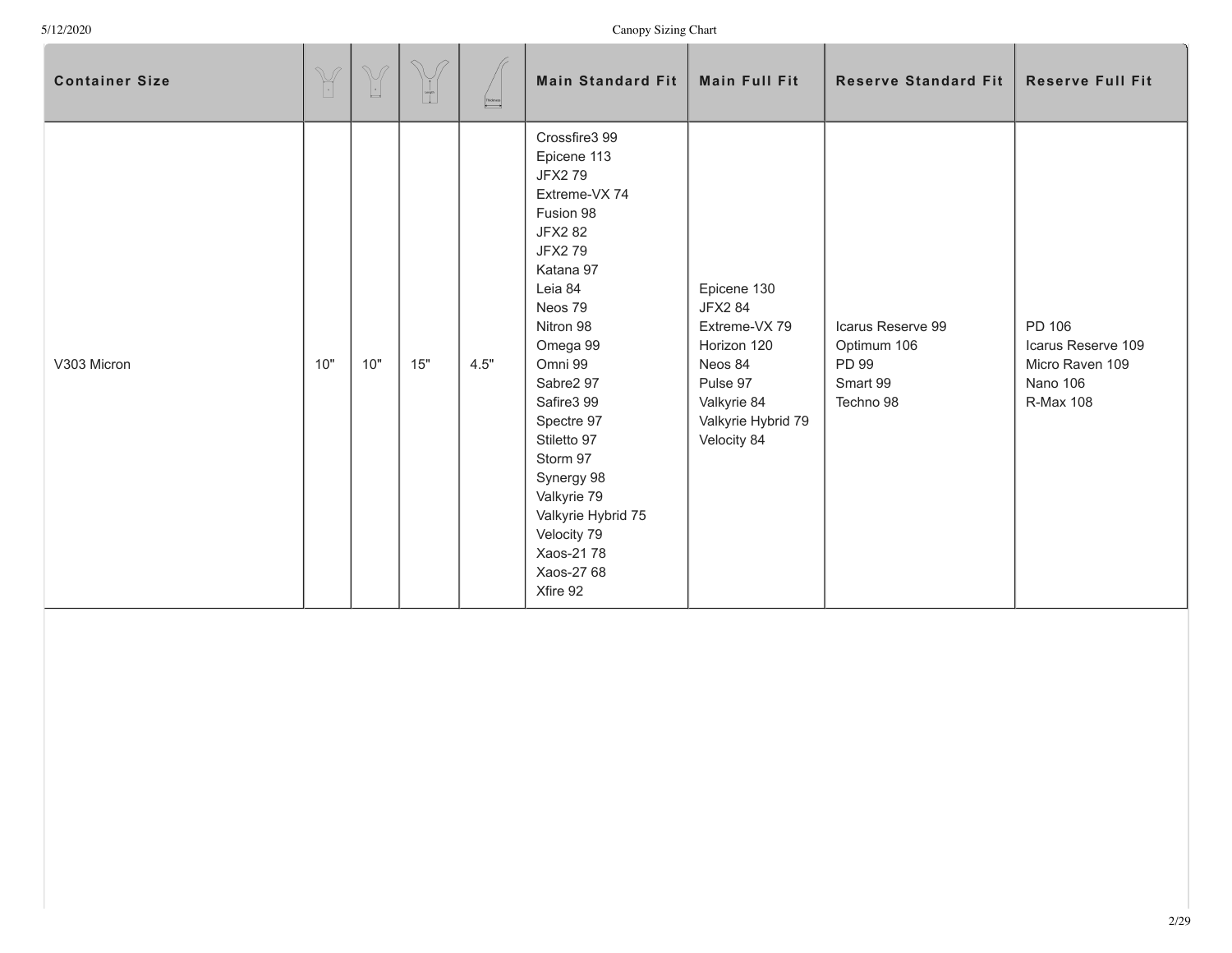| Container Size | | | | | Main Standard Fit | Main Full Fit | Reserve Standard Fit | Reserve Full Fit |
|---|---|---|---|---|---|---|---|---|
| V303 Micron | 10" | 10" | 15" | 4.5" | Crossfire3 99<br>Epicene 113<br>JFX2 79<br>Extreme-VX 74<br>Fusion 98<br>JFX2 82<br>JFX2 79<br>Katana 97<br>Leia 84<br>Neos 79<br>Nitron 98<br>Omega 99<br>Omni 99<br>Sabre2 97<br>Safire3 99<br>Spectre 97<br>Stiletto 97<br>Storm 97<br>Synergy 98<br>Valkyrie 79<br>Valkyrie Hybrid 75<br>Velocity 79<br>Xaos-21 78<br>Xaos-27 68<br>Xfire 92 | Epicene 130<br>JFX2 84<br>Extreme-VX 79<br>Horizon 120<br>Neos 84<br>Pulse 97<br>Valkyrie 84<br>Valkyrie Hybrid 79<br>Velocity 84 | Icarus Reserve 99<br>Optimum 106<br>PD 99<br>Smart 99<br>Techno 98 | PD 106<br>Icarus Reserve 109<br>Micro Raven 109<br>Nano 106<br>R-Max 108 |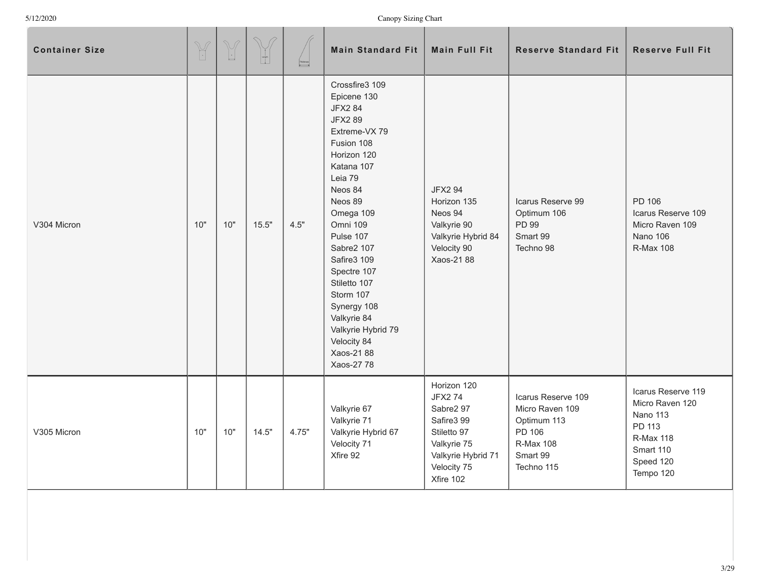| Container Size | | | | | Main Standard Fit | Main Full Fit | Reserve Standard Fit | Reserve Full Fit |
|---|---|---|---|---|---|---|---|---|
| V304 Micron | 10" | 10" | 15.5" | 4.5" | Crossfire3 109<br>Epicene 130<br>JFX2 84<br>JFX2 89<br>Extreme-VX 79<br>Fusion 108<br>Horizon 120<br>Katana 107<br>Leia 79<br>Neos 84<br>Neos 89<br>Omega 109<br>Omni 109<br>Pulse 107<br>Sabre2 107<br>Safire3 109<br>Spectre 107<br>Stiletto 107<br>Storm 107<br>Synergy 108<br>Valkyrie 84<br>Valkyrie Hybrid 79<br>Velocity 84<br>Xaos-21 88<br>Xaos-27 78 | JFX2 94<br>Horizon 135<br>Neos 94<br>Valkyrie 90<br>Valkyrie Hybrid 84<br>Velocity 90<br>Xaos-21 88 | Icarus Reserve 99<br>Optimum 106<br>PD 99<br>Smart 99<br>Techno 98 | PD 106<br>Icarus Reserve 109<br>Micro Raven 109<br>Nano 106<br>R-Max 108 |
| V305 Micron | 10" | 10" | 14.5" | 4.75" | Valkyrie 67<br>Valkyrie 71<br>Valkyrie Hybrid 67<br>Velocity 71<br>Xfire 92 | Horizon 120<br>JFX2 74<br>Sabre2 97<br>Safire3 99<br>Stiletto 97<br>Valkyrie 75<br>Valkyrie Hybrid 71<br>Velocity 75<br>Xfire 102 | Icarus Reserve 109<br>Micro Raven 109<br>Optimum 113<br>PD 106<br>R-Max 108<br>Smart 99<br>Techno 115 | Icarus Reserve 119<br>Micro Raven 120<br>Nano 113<br>PD 113<br>R-Max 118<br>Smart 110<br>Speed 120<br>Tempo 120 |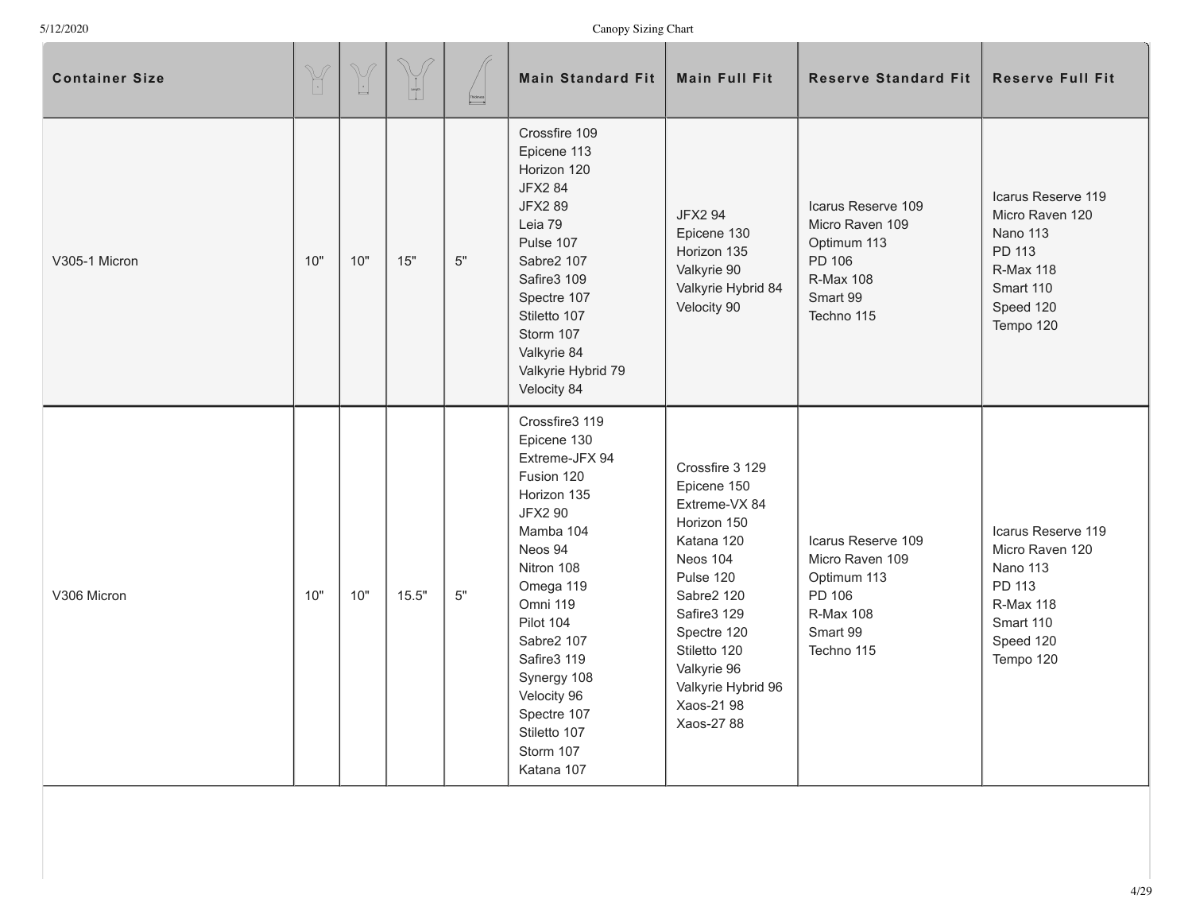| Container Size | | | | | Main Standard Fit | Main Full Fit | Reserve Standard Fit | Reserve Full Fit |
|---|---|---|---|---|---|---|---|---|
| V305-1 Micron | 10" | 10" | 15" | 5" | Crossfire 109<br>Epicene 113<br>Horizon 120<br>JFX2 84<br>JFX2 89<br>Leia 79<br>Pulse 107<br>Sabre2 107<br>Safire3 109<br>Spectre 107<br>Stiletto 107<br>Storm 107<br>Valkyrie 84<br>Valkyrie Hybrid 79<br>Velocity 84 | JFX2 94<br>Epicene 130<br>Horizon 135<br>Valkyrie 90<br>Valkyrie Hybrid 84<br>Velocity 90 | Icarus Reserve 109<br>Micro Raven 109<br>Optimum 113<br>PD 106<br>R-Max 108<br>Smart 99<br>Techno 115 | Icarus Reserve 119<br>Micro Raven 120<br>Nano 113<br>PD 113<br>R-Max 118<br>Smart 110<br>Speed 120<br>Tempo 120 |
| V306 Micron | 10" | 10" | 15.5" | 5" | Crossfire3 119<br>Epicene 130<br>Extreme-JFX 94<br>Fusion 120<br>Horizon 135<br>JFX2 90<br>Mamba 104<br>Neos 94<br>Nitron 108<br>Omega 119<br>Omni 119<br>Pilot 104<br>Sabre2 107<br>Safire3 119<br>Synergy 108<br>Velocity 96<br>Spectre 107<br>Stiletto 107<br>Storm 107<br>Katana 107 | Crossfire 3 129<br>Epicene 150<br>Extreme-VX 84<br>Horizon 150<br>Katana 120<br>Neos 104<br>Pulse 120<br>Sabre2 120<br>Safire3 129<br>Spectre 120<br>Stiletto 120<br>Valkyrie 96<br>Valkyrie Hybrid 96<br>Xaos-21 98<br>Xaos-27 88 | Icarus Reserve 109<br>Micro Raven 109<br>Optimum 113<br>PD 106<br>R-Max 108<br>Smart 99<br>Techno 115 | Icarus Reserve 119<br>Micro Raven 120<br>Nano 113<br>PD 113<br>R-Max 118<br>Smart 110<br>Speed 120<br>Tempo 120 |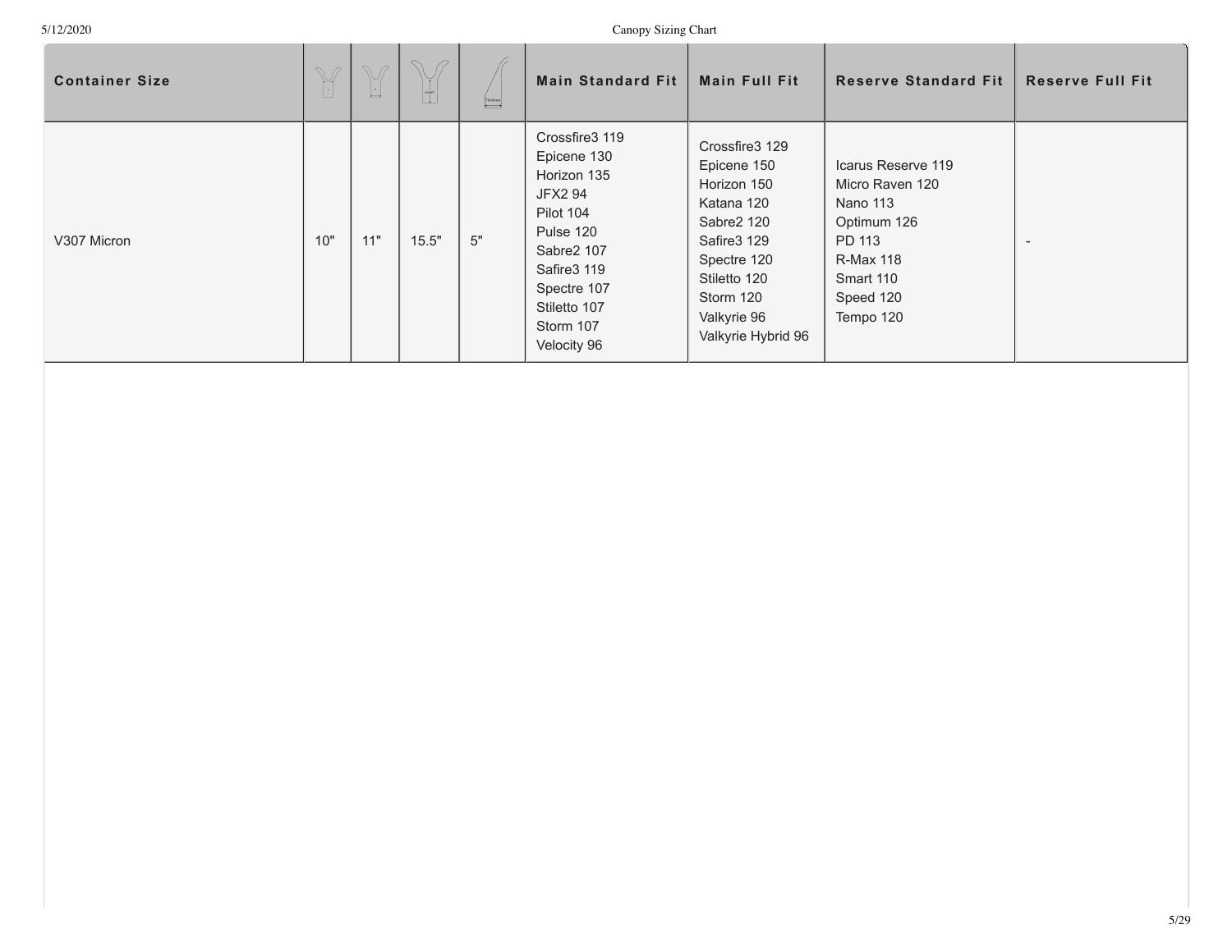| Container Size | | | | | Main Standard Fit | Main Full Fit | Reserve Standard Fit | Reserve Full Fit |
|---|---|---|---|---|---|---|---|---|
| V307 Micron | 10" | 11" | 15.5" | 5" | Crossfire3 119<br>Epicene 130<br>Horizon 135<br>JFX2 94<br>Pilot 104<br>Pulse 120<br>Sabre2 107<br>Safire3 119<br>Spectre 107<br>Stiletto 107<br>Storm 107<br>Velocity 96 | Crossfire3 129<br>Epicene 150<br>Horizon 150<br>Katana 120<br>Sabre2 120<br>Safire3 129<br>Spectre 120<br>Stiletto 120<br>Storm 120<br>Valkyrie 96<br>Valkyrie Hybrid 96 | Icarus Reserve 119<br>Micro Raven 120<br>Nano 113<br>Optimum 126<br>PD 113<br>R-Max 118<br>Smart 110<br>Speed 120<br>Tempo 120 | - |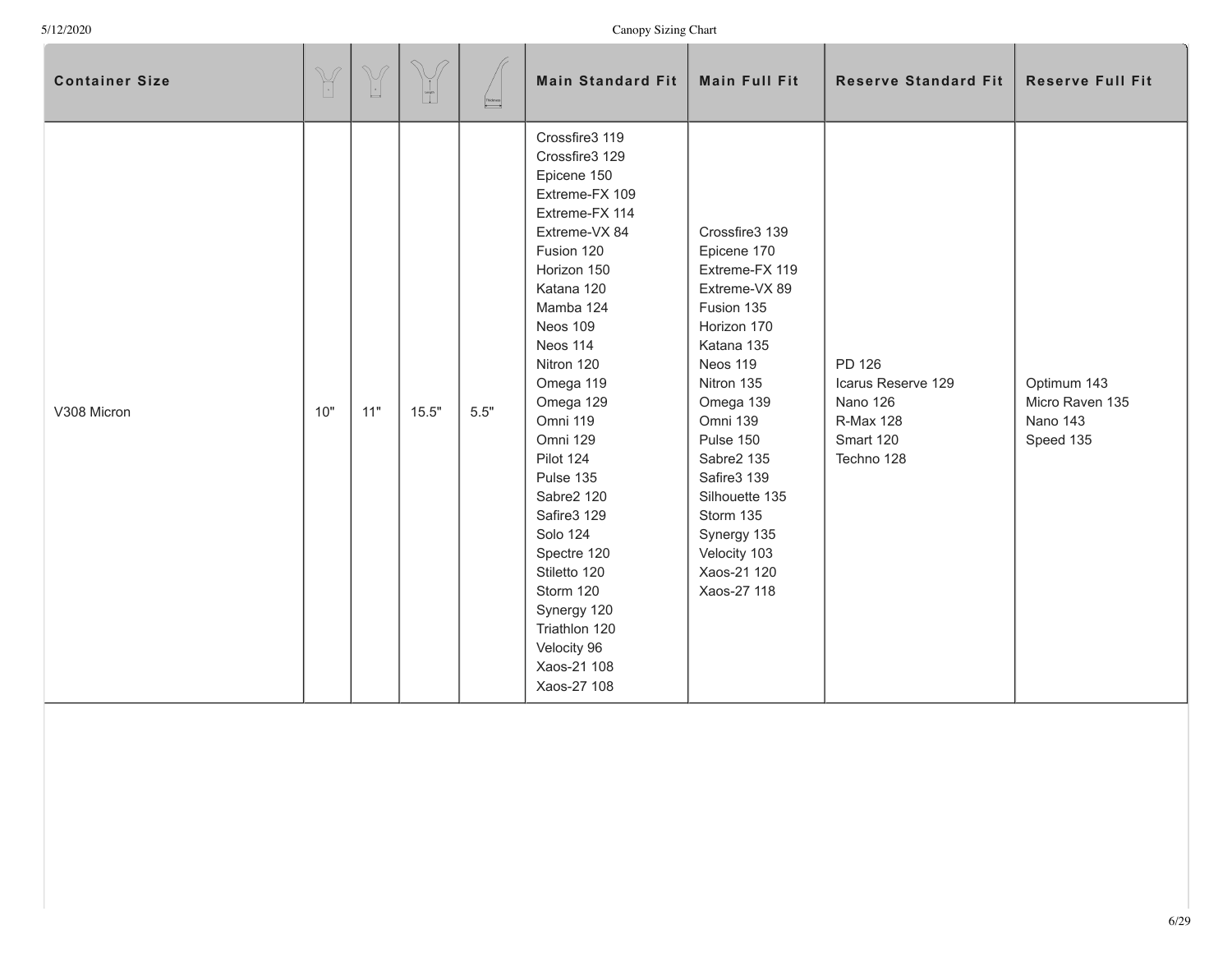| Container Size | | | | | Main Standard Fit | Main Full Fit | Reserve Standard Fit | Reserve Full Fit |
|---|---|---|---|---|---|---|---|---|
| V308 Micron | 10" | 11" | 15.5" | 5.5" | Crossfire3 119<br>Crossfire3 129<br>Epicene 150<br>Extreme-FX 109<br>Extreme-FX 114<br>Extreme-VX 84<br>Fusion 120<br>Horizon 150<br>Katana 120<br>Mamba 124<br>Neos 109<br>Neos 114<br>Nitron 120<br>Omega 119<br>Omega 129<br>Omni 119<br>Omni 129<br>Pilot 124<br>Pulse 135<br>Sabre2 120<br>Safire3 129<br>Solo 124<br>Spectre 120<br>Stiletto 120<br>Storm 120<br>Synergy 120<br>Triathlon 120<br>Velocity 96<br>Xaos-21 108<br>Xaos-27 108 | Crossfire3 139<br>Epicene 170<br>Extreme-FX 119<br>Extreme-VX 89<br>Fusion 135<br>Horizon 170<br>Katana 135<br>Neos 119<br>Nitron 135<br>Omega 139<br>Omni 139<br>Pulse 150<br>Sabre2 135<br>Safire3 139<br>Silhouette 135<br>Storm 135<br>Synergy 135<br>Velocity 103<br>Xaos-21 120<br>Xaos-27 118 | PD 126<br>Icarus Reserve 129<br>Nano 126<br>R-Max 128<br>Smart 120<br>Techno 128 | Optimum 143<br>Micro Raven 135<br>Nano 143<br>Speed 135 |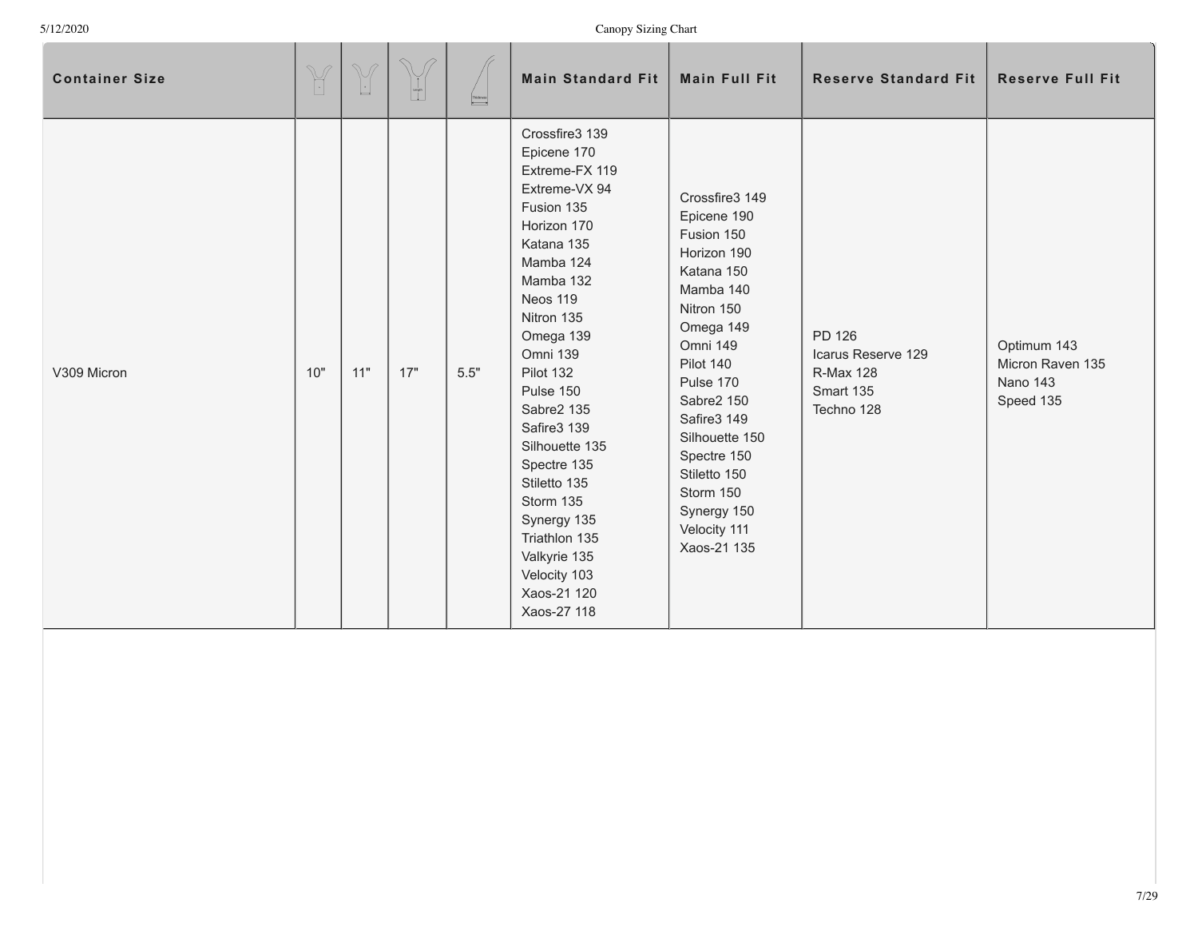| Container Size | | | | | Main Standard Fit | Main Full Fit | Reserve Standard Fit | Reserve Full Fit |
|---|---|---|---|---|---|---|---|---|
| V309 Micron | 10" | 11" | 17" | 5.5" | Crossfire3 139<br>Epicene 170<br>Extreme-FX 119<br>Extreme-VX 94<br>Fusion 135<br>Horizon 170<br>Katana 135<br>Mamba 124<br>Mamba 132<br>Neos 119<br>Nitron 135<br>Omega 139<br>Omni 139<br>Pilot 132<br>Pulse 150<br>Sabre2 135<br>Safire3 139<br>Silhouette 135<br>Spectre 135<br>Stiletto 135<br>Storm 135<br>Synergy 135<br>Triathlon 135<br>Valkyrie 135<br>Velocity 103<br>Xaos-21 120<br>Xaos-27 118 | Crossfire3 149<br>Epicene 190<br>Fusion 150<br>Horizon 190<br>Katana 150<br>Mamba 140<br>Nitron 150<br>Omega 149<br>Omni 149<br>Pilot 140<br>Pulse 170<br>Sabre2 150<br>Safire3 149<br>Silhouette 150<br>Spectre 150<br>Stiletto 150<br>Storm 150<br>Synergy 150<br>Velocity 111<br>Xaos-21 135 | PD 126<br>Icarus Reserve 129<br>R-Max 128<br>Smart 135<br>Techno 128 | Optimum 143<br>Micron Raven 135<br>Nano 143<br>Speed 135 |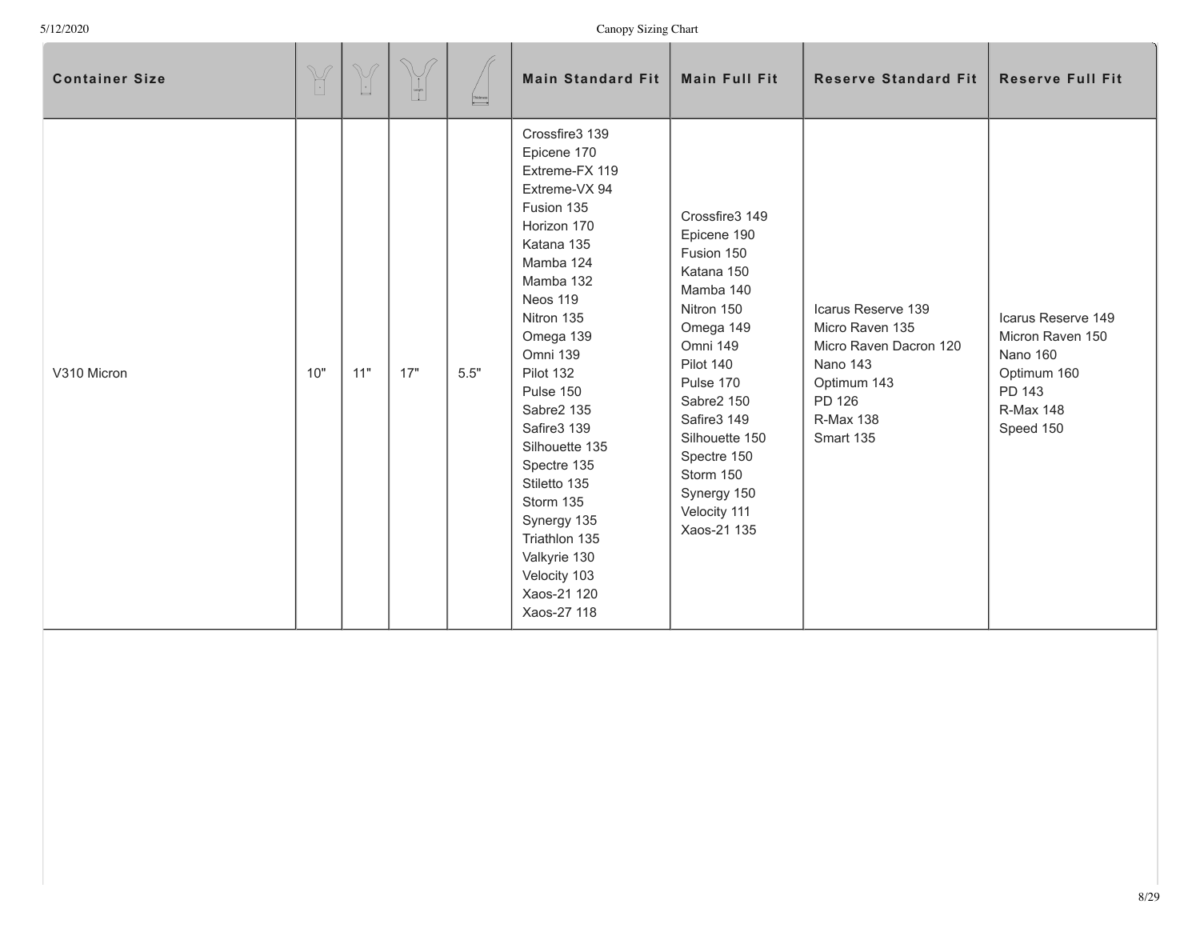| Container Size | | | | | Main Standard Fit | Main Full Fit | Reserve Standard Fit | Reserve Full Fit |
|---|---|---|---|---|---|---|---|---|
| V310 Micron | 10" | 11" | 17" | 5.5" | Crossfire3 139<br>Epicene 170<br>Extreme-FX 119<br>Extreme-VX 94<br>Fusion 135<br>Horizon 170<br>Katana 135<br>Mamba 124<br>Mamba 132<br>Neos 119<br>Nitron 135<br>Omega 139<br>Omni 139<br>Pilot 132<br>Pulse 150<br>Sabre2 135<br>Safire3 139<br>Silhouette 135<br>Spectre 135<br>Stiletto 135<br>Storm 135<br>Synergy 135<br>Triathlon 135<br>Valkyrie 130<br>Velocity 103<br>Xaos-21 120<br>Xaos-27 118 | Crossfire3 149<br>Epicene 190<br>Fusion 150<br>Katana 150<br>Mamba 140<br>Nitron 150<br>Omega 149<br>Omni 149<br>Pilot 140<br>Pulse 170<br>Sabre2 150<br>Safire3 149<br>Silhouette 150<br>Spectre 150<br>Storm 150<br>Synergy 150<br>Velocity 111<br>Xaos-21 135 | Icarus Reserve 139<br>Micro Raven 135<br>Micro Raven Dacron 120<br>Nano 143<br>Optimum 143<br>PD 126<br>R-Max 138<br>Smart 135 | Icarus Reserve 149<br>Micron Raven 150<br>Nano 160<br>Optimum 160<br>PD 143<br>R-Max 148<br>Speed 150 |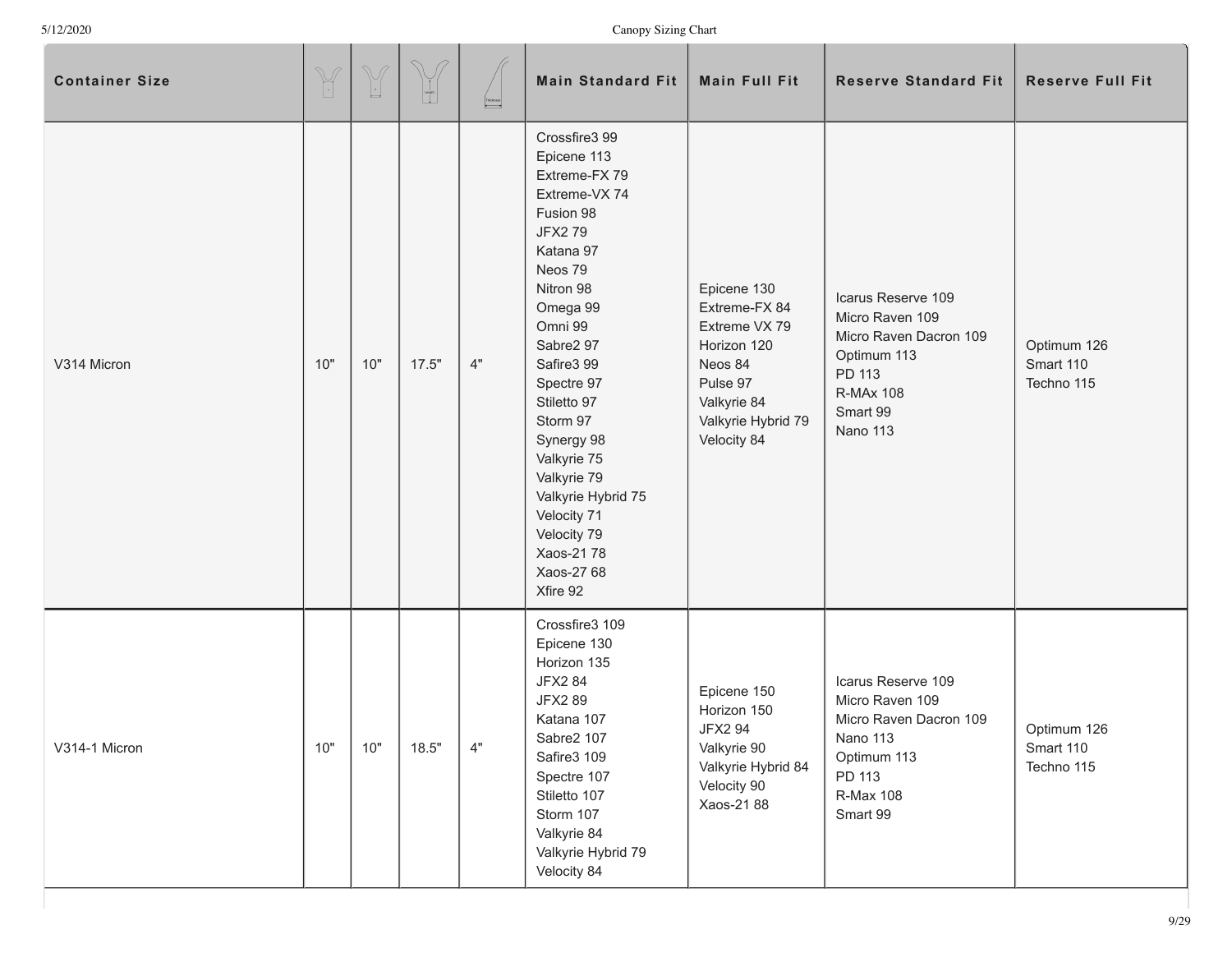| Container Size | | | | | Main Standard Fit | Main Full Fit | Reserve Standard Fit | Reserve Full Fit |
|---|---|---|---|---|---|---|---|---|
| V314 Micron | 10" | 10" | 17.5" | 4" | Crossfire3 99<br>Epicene 113<br>Extreme-FX 79<br>Extreme-VX 74<br>Fusion 98<br>JFX2 79<br>Katana 97<br>Neos 79<br>Nitron 98<br>Omega 99<br>Omni 99<br>Sabre2 97<br>Safire3 99<br>Spectre 97<br>Stiletto 97<br>Storm 97<br>Synergy 98<br>Valkyrie 75<br>Valkyrie 79<br>Valkyrie Hybrid 75<br>Velocity 71<br>Velocity 79<br>Xaos-21 78<br>Xaos-27 68<br>Xfire 92 | Epicene 130<br>Extreme-FX 84<br>Extreme VX 79<br>Horizon 120<br>Neos 84<br>Pulse 97<br>Valkyrie 84<br>Valkyrie Hybrid 79<br>Velocity 84 | Icarus Reserve 109<br>Micro Raven 109<br>Micro Raven Dacron 109<br>Optimum 113<br>PD 113<br>R-MAx 108<br>Smart 99<br>Nano 113 | Optimum 126<br>Smart 110<br>Techno 115 |
| V314-1 Micron | 10" | 10" | 18.5" | 4" | Crossfire3 109<br>Epicene 130<br>Horizon 135<br>JFX2 84<br>JFX2 89<br>Katana 107<br>Sabre2 107<br>Safire3 109<br>Spectre 107<br>Stiletto 107<br>Storm 107<br>Valkyrie 84<br>Valkyrie Hybrid 79<br>Velocity 84 | Epicene 150<br>Horizon 150<br>JFX2 94<br>Valkyrie 90<br>Valkyrie Hybrid 84<br>Velocity 90<br>Xaos-21 88 | Icarus Reserve 109<br>Micro Raven 109<br>Micro Raven Dacron 109<br>Nano 113<br>Optimum 113<br>PD 113<br>R-Max 108<br>Smart 99 | Optimum 126<br>Smart 110<br>Techno 115 |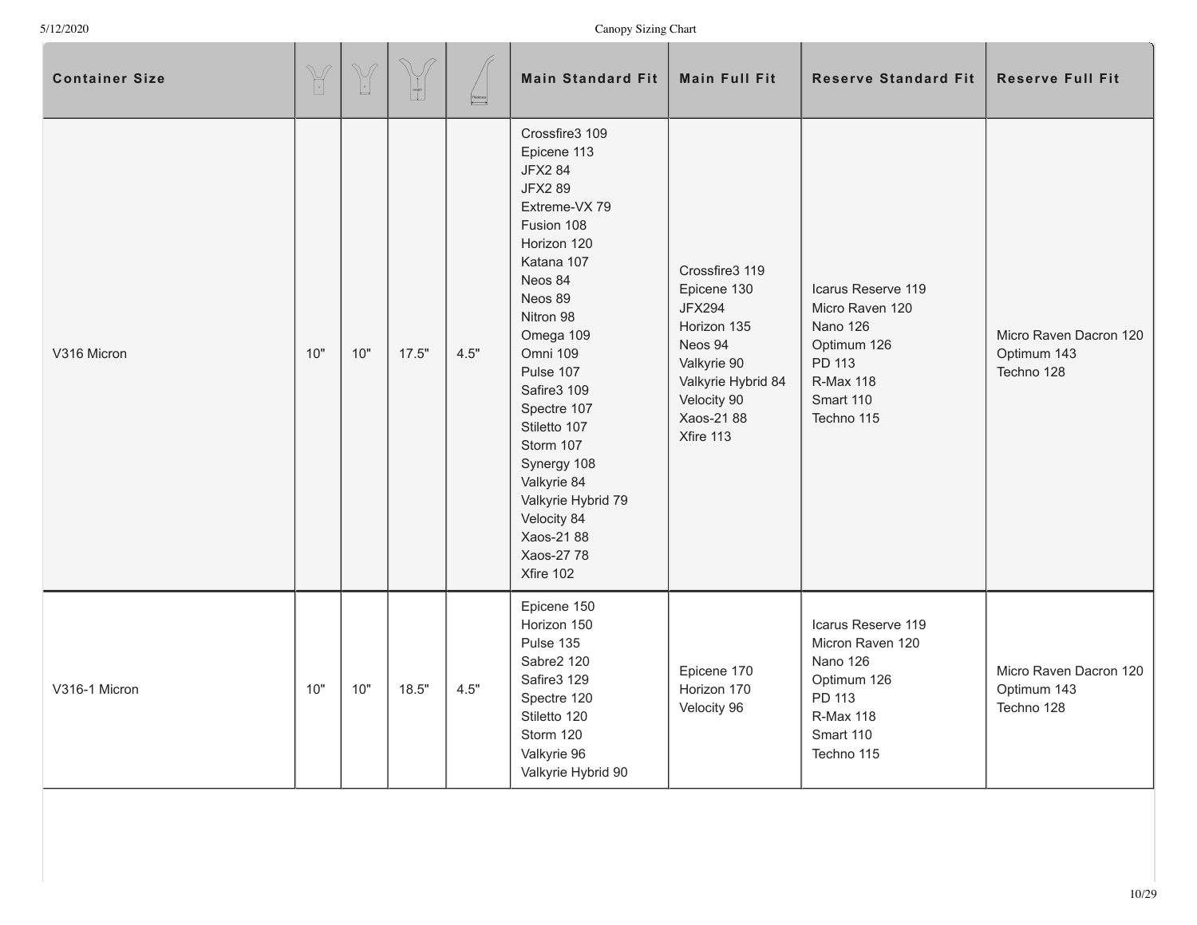| Container Size | | | | | Main Standard Fit | Main Full Fit | Reserve Standard Fit | Reserve Full Fit |
|---|---|---|---|---|---|---|---|---|
| V316 Micron | 10" | 10" | 17.5" | 4.5" | Crossfire3 109<br>Epicene 113<br>JFX2 84<br>JFX2 89<br>Extreme-VX 79<br>Fusion 108<br>Horizon 120<br>Katana 107<br>Neos 84<br>Neos 89<br>Nitron 98<br>Omega 109<br>Omni 109<br>Pulse 107<br>Safire3 109<br>Spectre 107<br>Stiletto 107<br>Storm 107<br>Synergy 108<br>Valkyrie 84<br>Valkyrie Hybrid 79<br>Velocity 84<br>Xaos-21 88<br>Xaos-27 78<br>Xfire 102 | Crossfire3 119<br>Epicene 130<br>JFX294<br>Horizon 135<br>Neos 94<br>Valkyrie 90<br>Valkyrie Hybrid 84<br>Velocity 90<br>Xaos-21 88<br>Xfire 113 | Icarus Reserve 119<br>Micro Raven 120<br>Nano 126<br>Optimum 126<br>PD 113<br>R-Max 118<br>Smart 110<br>Techno 115 | Micro Raven Dacron 120<br>Optimum 143<br>Techno 128 |
| V316-1 Micron | 10" | 10" | 18.5" | 4.5" | Epicene 150<br>Horizon 150<br>Pulse 135<br>Sabre2 120<br>Safire3 129<br>Spectre 120<br>Stiletto 120<br>Storm 120<br>Valkyrie 96<br>Valkyrie Hybrid 90 | Epicene 170<br>Horizon 170<br>Velocity 96 | Icarus Reserve 119<br>Micron Raven 120<br>Nano 126<br>Optimum 126<br>PD 113<br>R-Max 118<br>Smart 110<br>Techno 115 | Micro Raven Dacron 120<br>Optimum 143<br>Techno 128 |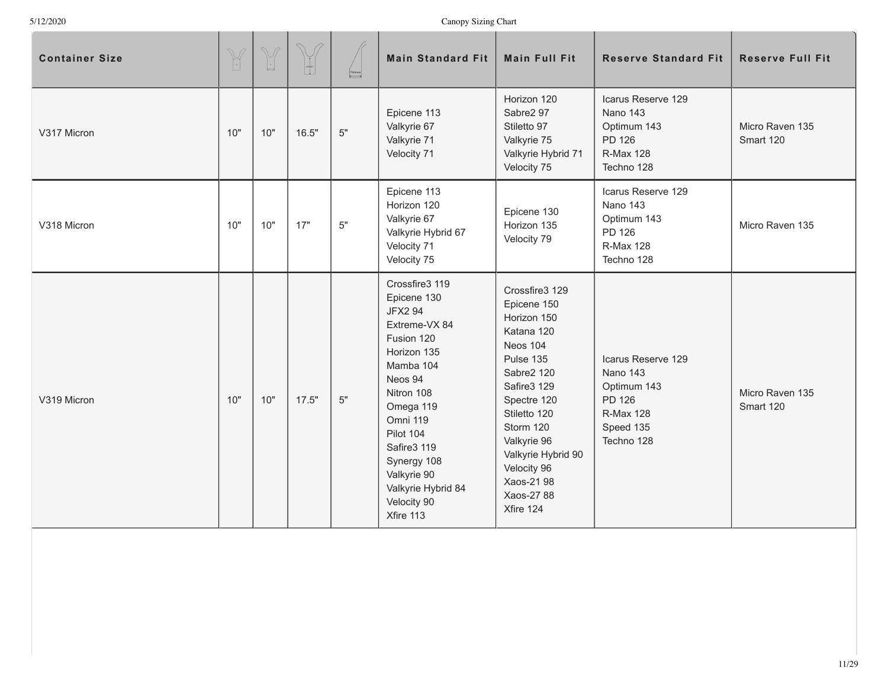| Container Size | | | | | Main Standard Fit | Main Full Fit | Reserve Standard Fit | Reserve Full Fit |
|---|---|---|---|---|---|---|---|---|
| V317 Micron | 10" | 10" | 16.5" | 5" | Epicene 113<br>Valkyrie 67<br>Valkyrie 71<br>Velocity 71 | Horizon 120<br>Sabre2 97<br>Stiletto 97<br>Valkyrie 75<br>Valkyrie Hybrid 71<br>Velocity 75 | Icarus Reserve 129<br>Nano 143<br>Optimum 143<br>PD 126<br>R-Max 128<br>Techno 128 | Micro Raven 135<br>Smart 120 |
| V318 Micron | 10" | 10" | 17" | 5" | Epicene 113<br>Horizon 120<br>Valkyrie 67<br>Valkyrie Hybrid 67<br>Velocity 71<br>Velocity 75 | Epicene 130<br>Horizon 135<br>Velocity 79 | Icarus Reserve 129<br>Nano 143<br>Optimum 143<br>PD 126<br>R-Max 128<br>Techno 128 | Micro Raven 135 |
| V319 Micron | 10" | 10" | 17.5" | 5" | Crossfire3 119<br>Epicene 130<br>JFX2 94<br>Extreme-VX 84<br>Fusion 120<br>Horizon 135<br>Mamba 104<br>Neos 94<br>Nitron 108<br>Omega 119<br>Omni 119<br>Pilot 104<br>Safire3 119<br>Synergy 108<br>Valkyrie 90<br>Valkyrie Hybrid 84<br>Velocity 90<br>Xfire 113 | Crossfire3 129<br>Epicene 150<br>Horizon 150<br>Katana 120<br>Neos 104<br>Pulse 135<br>Sabre2 120<br>Safire3 129<br>Spectre 120<br>Stiletto 120<br>Storm 120<br>Valkyrie 96<br>Valkyrie Hybrid 90<br>Velocity 96<br>Xaos-21 98<br>Xaos-27 88<br>Xfire 124 | Icarus Reserve 129<br>Nano 143<br>Optimum 143<br>PD 126<br>R-Max 128<br>Speed 135<br>Techno 128 | Micro Raven 135<br>Smart 120 |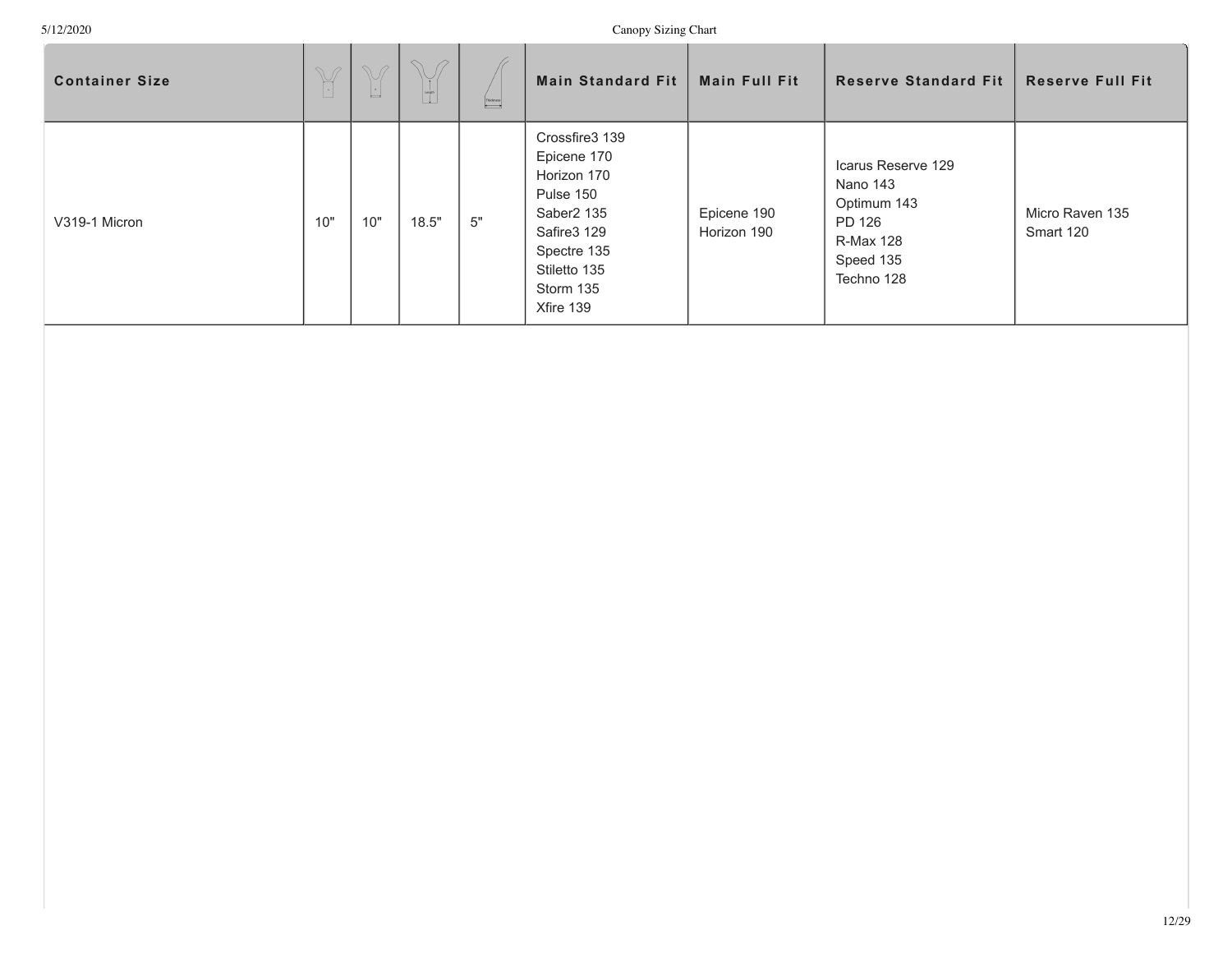| Container Size | | | | | Main Standard Fit | Main Full Fit | Reserve Standard Fit | Reserve Full Fit |
|---|---|---|---|---|---|---|---|---|
| V319-1 Micron | 10" | 10" | 18.5" | 5" | Crossfire3 139<br>Epicene 170<br>Horizon 170<br>Pulse 150<br>Saber2 135<br>Safire3 129<br>Spectre 135<br>Stiletto 135<br>Storm 135<br>Xfire 139 | Epicene 190<br>Horizon 190 | Icarus Reserve 129<br>Nano 143<br>Optimum 143<br>PD 126<br>R-Max 128<br>Speed 135<br>Techno 128 | Micro Raven 135<br>Smart 120 |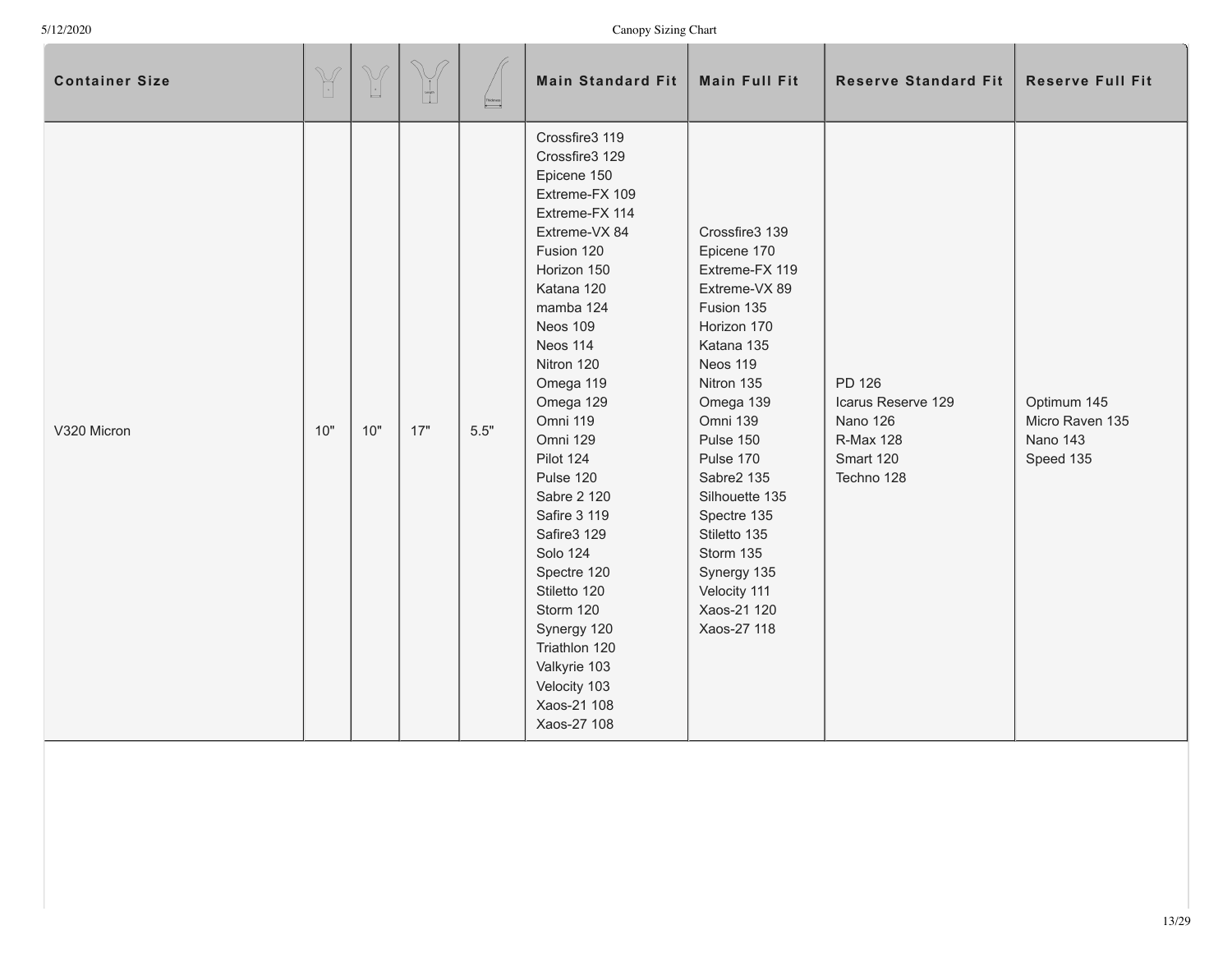| Container Size | | | | | Main Standard Fit | Main Full Fit | Reserve Standard Fit | Reserve Full Fit |
|---|---|---|---|---|---|---|---|---|
| V320 Micron | 10" | 10" | 17" | 5.5" | Crossfire3 119<br>Crossfire3 129<br>Epicene 150<br>Extreme-FX 109<br>Extreme-FX 114<br>Extreme-VX 84<br>Fusion 120<br>Horizon 150<br>Katana 120<br>mamba 124<br>Neos 109<br>Neos 114<br>Nitron 120<br>Omega 119<br>Omega 129<br>Omni 119<br>Omni 129<br>Pilot 124<br>Pulse 120<br>Sabre 2 120<br>Safire 3 119<br>Safire3 129<br>Solo 124<br>Spectre 120<br>Stiletto 120<br>Storm 120<br>Synergy 120<br>Triathlon 120<br>Valkyrie 103<br>Velocity 103<br>Xaos-21 108<br>Xaos-27 108 | Crossfire3 139<br>Epicene 170<br>Extreme-FX 119<br>Extreme-VX 89<br>Fusion 135<br>Horizon 170<br>Katana 135<br>Neos 119<br>Nitron 135<br>Omega 139<br>Omni 139<br>Pulse 150<br>Pulse 170<br>Sabre2 135<br>Silhouette 135<br>Spectre 135<br>Stiletto 135<br>Storm 135<br>Synergy 135<br>Velocity 111<br>Xaos-21 120<br>Xaos-27 118 | PD 126<br>Icarus Reserve 129<br>Nano 126<br>R-Max 128<br>Smart 120<br>Techno 128 | Optimum 145<br>Micro Raven 135<br>Nano 143<br>Speed 135 |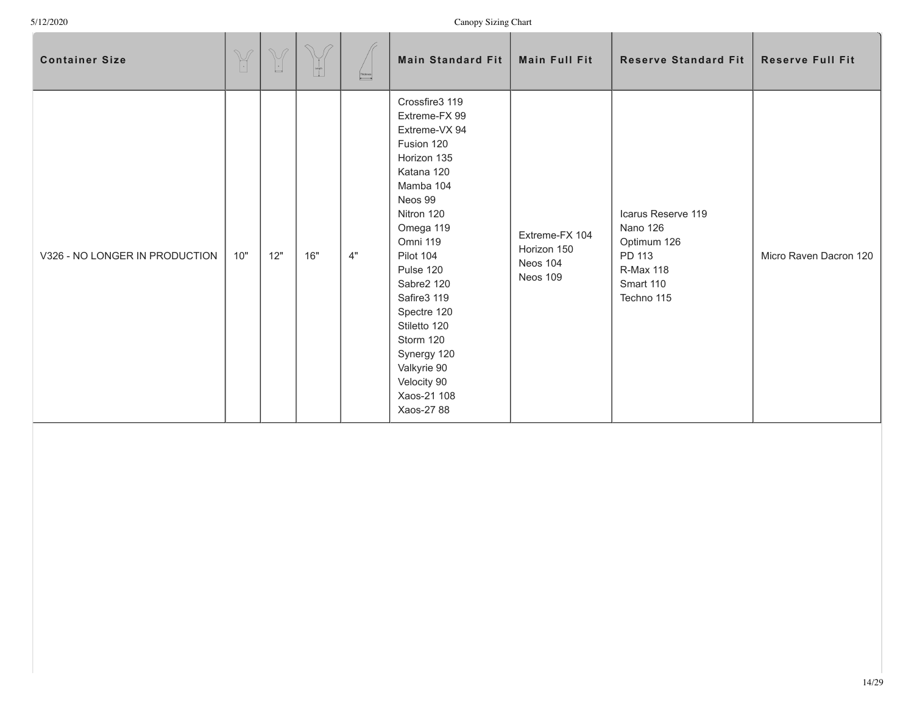| Container Size | | | | | Main Standard Fit | Main Full Fit | Reserve Standard Fit | Reserve Full Fit |
|---|---|---|---|---|---|---|---|---|
| V326 - NO LONGER IN PRODUCTION | 10" | 12" | 16" | 4" | Crossfire3 119<br>Extreme-FX 99<br>Extreme-VX 94<br>Fusion 120<br>Horizon 135<br>Katana 120<br>Mamba 104<br>Neos 99<br>Nitron 120<br>Omega 119<br>Omni 119<br>Pilot 104<br>Pulse 120<br>Sabre2 120<br>Safire3 119<br>Spectre 120<br>Stiletto 120<br>Storm 120<br>Synergy 120<br>Valkyrie 90<br>Velocity 90<br>Xaos-21 108<br>Xaos-27 88 | Extreme-FX 104<br>Horizon 150<br>Neos 104<br>Neos 109 | Icarus Reserve 119<br>Nano 126<br>Optimum 126<br>PD 113<br>R-Max 118<br>Smart 110<br>Techno 115 | Micro Raven Dacron 120 |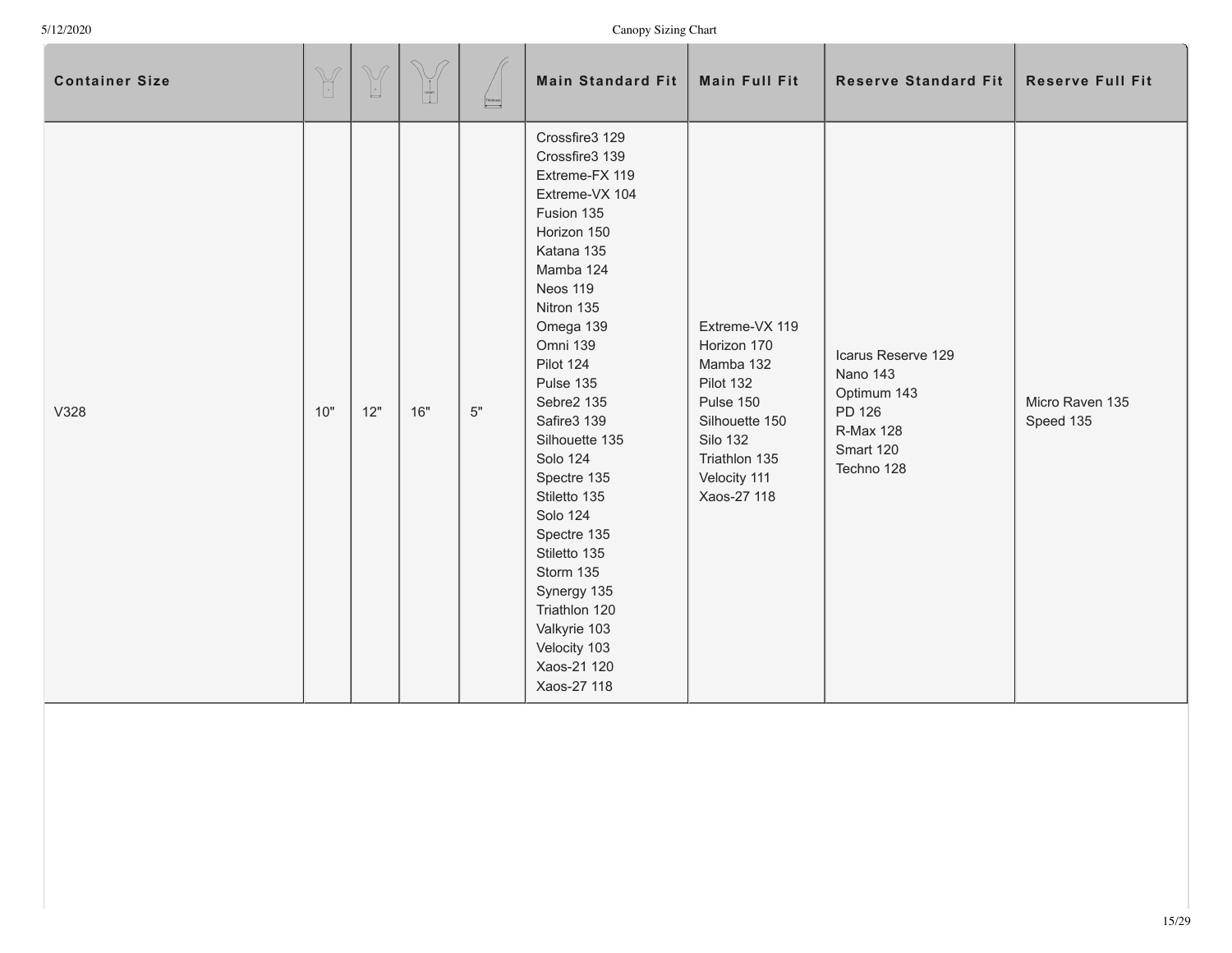| Container Size | | | | | Main Standard Fit | Main Full Fit | Reserve Standard Fit | Reserve Full Fit |
|---|---|---|---|---|---|---|---|---|
| V328 | 10" | 12" | 16" | 5" | Crossfire3 129<br>Crossfire3 139<br>Extreme-FX 119<br>Extreme-VX 104<br>Fusion 135<br>Horizon 150<br>Katana 135<br>Mamba 124<br>Neos 119<br>Nitron 135<br>Omega 139<br>Omni 139<br>Pilot 124<br>Pulse 135<br>Sebre2 135<br>Safire3 139<br>Silhouette 135<br>Solo 124<br>Spectre 135<br>Stiletto 135<br>Solo 124<br>Spectre 135<br>Stiletto 135<br>Storm 135<br>Synergy 135<br>Triathlon 120<br>Valkyrie 103<br>Velocity 103<br>Xaos-21 120<br>Xaos-27 118 | Extreme-VX 119<br>Horizon 170<br>Mamba 132<br>Pilot 132<br>Pulse 150<br>Silhouette 150<br>Silo 132<br>Triathlon 135<br>Velocity 111<br>Xaos-27 118 | Icarus Reserve 129<br>Nano 143<br>Optimum 143<br>PD 126<br>R-Max 128<br>Smart 120<br>Techno 128 | Micro Raven 135<br>Speed 135 |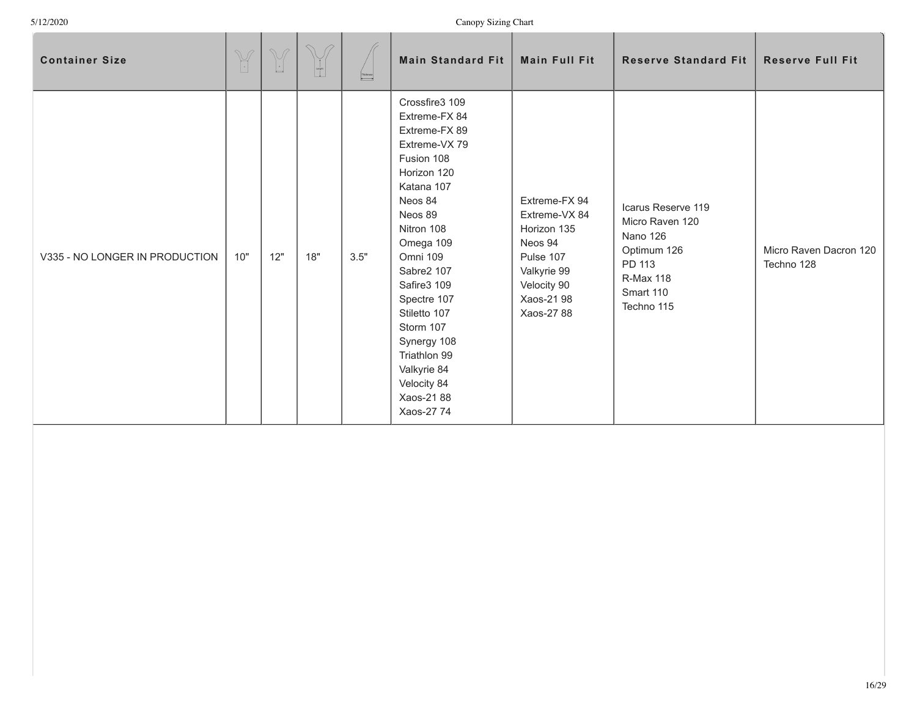| Container Size | | | | | Main Standard Fit | Main Full Fit | Reserve Standard Fit | Reserve Full Fit |
|---|---|---|---|---|---|---|---|---|
| V335 - NO LONGER IN PRODUCTION | 10" | 12" | 18" | 3.5" | Crossfire3 109<br>Extreme-FX 84<br>Extreme-FX 89<br>Extreme-VX 79<br>Fusion 108<br>Horizon 120<br>Katana 107<br>Neos 84<br>Neos 89<br>Nitron 108<br>Omega 109<br>Omni 109<br>Sabre2 107<br>Safire3 109<br>Spectre 107<br>Stiletto 107<br>Storm 107<br>Synergy 108<br>Triathlon 99<br>Valkyrie 84<br>Velocity 84<br>Xaos-21 88<br>Xaos-27 74 | Extreme-FX 94<br>Extreme-VX 84<br>Horizon 135<br>Neos 94<br>Pulse 107<br>Valkyrie 99<br>Velocity 90<br>Xaos-21 98<br>Xaos-27 88 | Icarus Reserve 119<br>Micro Raven 120<br>Nano 126<br>Optimum 126<br>PD 113<br>R-Max 118<br>Smart 110<br>Techno 115 | Micro Raven Dacron 120<br>Techno 128 |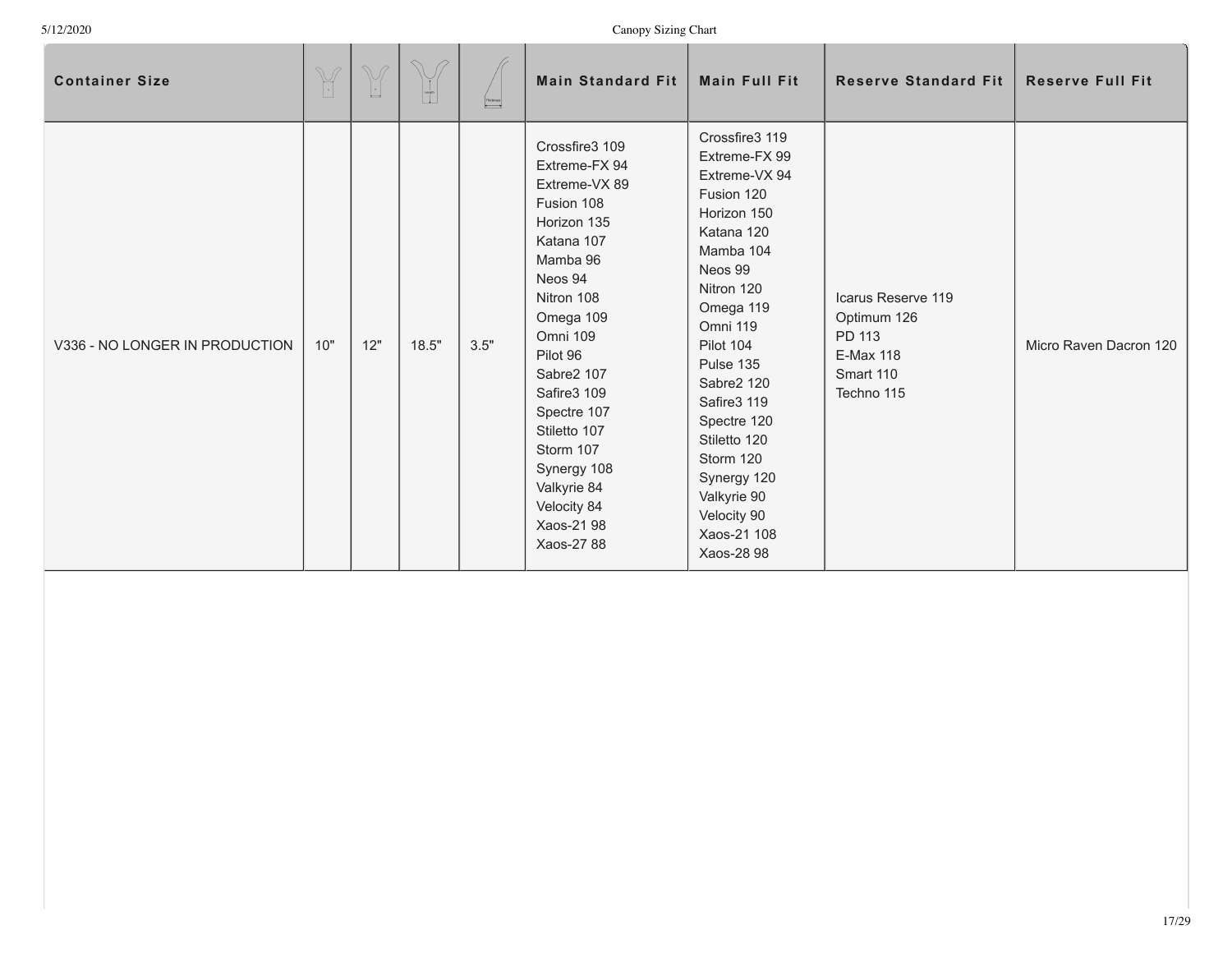| Container Size | | | | | Main Standard Fit | Main Full Fit | Reserve Standard Fit | Reserve Full Fit |
|---|---|---|---|---|---|---|---|---|
| V336 - NO LONGER IN PRODUCTION | 10" | 12" | 18.5" | 3.5" | Crossfire3 109<br>Extreme-FX 94<br>Extreme-VX 89<br>Fusion 108<br>Horizon 135<br>Katana 107<br>Mamba 96<br>Neos 94<br>Nitron 108<br>Omega 109<br>Omni 109<br>Pilot 96<br>Sabre2 107<br>Safire3 109<br>Spectre 107<br>Stiletto 107<br>Storm 107<br>Synergy 108<br>Valkyrie 84<br>Velocity 84<br>Xaos-21 98<br>Xaos-27 88 | Crossfire3 119<br>Extreme-FX 99<br>Extreme-VX 94<br>Fusion 120<br>Horizon 150<br>Katana 120<br>Mamba 104<br>Neos 99<br>Nitron 120<br>Omega 119<br>Omni 119<br>Pilot 104<br>Pulse 135<br>Sabre2 120<br>Safire3 119<br>Spectre 120<br>Stiletto 120<br>Storm 120<br>Synergy 120<br>Valkyrie 90<br>Velocity 90<br>Xaos-21 108<br>Xaos-28 98 | Icarus Reserve 119<br>Optimum 126<br>PD 113<br>E-Max 118<br>Smart 110<br>Techno 115 | Micro Raven Dacron 120 |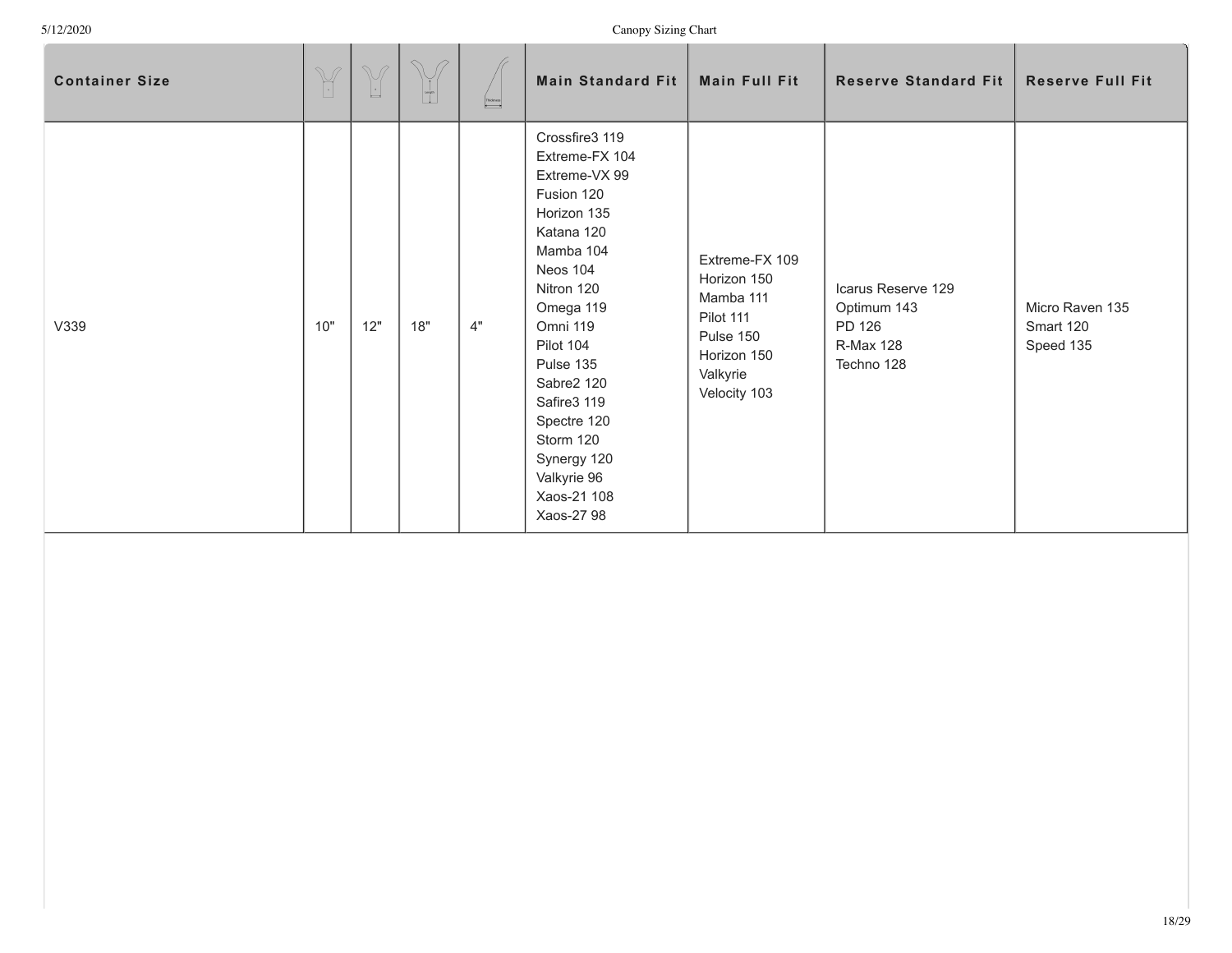| Container Size | | | | | Main Standard Fit | Main Full Fit | Reserve Standard Fit | Reserve Full Fit |
|---|---|---|---|---|---|---|---|---|
| V339 | 10" | 12" | 18" | 4" | Crossfire3 119<br>Extreme-FX 104<br>Extreme-VX 99<br>Fusion 120<br>Horizon 135<br>Katana 120<br>Mamba 104<br>Neos 104<br>Nitron 120<br>Omega 119<br>Omni 119<br>Pilot 104<br>Pulse 135<br>Sabre2 120<br>Safire3 119<br>Spectre 120<br>Storm 120<br>Synergy 120<br>Valkyrie 96<br>Xaos-21 108<br>Xaos-27 98 | Extreme-FX 109<br>Horizon 150<br>Mamba 111<br>Pilot 111<br>Pulse 150<br>Horizon 150<br>Valkyrie<br>Velocity 103 | Icarus Reserve 129<br>Optimum 143<br>PD 126<br>R-Max 128<br>Techno 128 | Micro Raven 135<br>Smart 120<br>Speed 135 |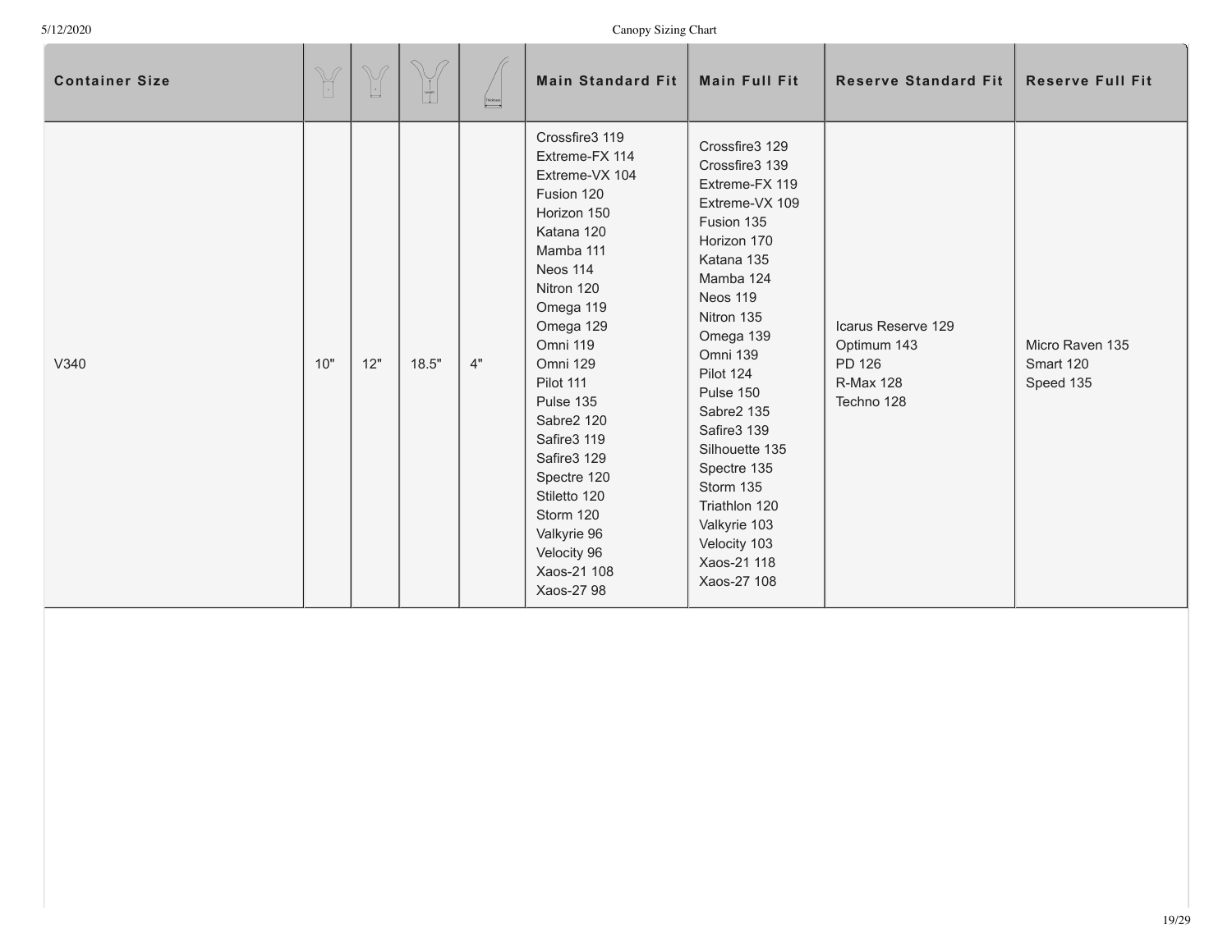| Container Size | | | | | Main Standard Fit | Main Full Fit | Reserve Standard Fit | Reserve Full Fit |
|---|---|---|---|---|---|---|---|---|
| V340 | 10" | 12" | 18.5" | 4" | Crossfire3 119<br>Extreme-FX 114<br>Extreme-VX 104<br>Fusion 120<br>Horizon 150<br>Katana 120<br>Mamba 111<br>Neos 114<br>Nitron 120<br>Omega 119<br>Omega 129<br>Omni 119<br>Omni 129<br>Pilot 111<br>Pulse 135<br>Sabre2 120<br>Safire3 119<br>Safire3 129<br>Spectre 120<br>Stiletto 120<br>Storm 120<br>Valkyrie 96<br>Velocity 96<br>Xaos-21 108<br>Xaos-27 98 | Crossfire3 129<br>Crossfire3 139<br>Extreme-FX 119<br>Extreme-VX 109<br>Fusion 135<br>Horizon 170<br>Katana 135<br>Mamba 124<br>Neos 119<br>Nitron 135<br>Omega 139<br>Omni 139<br>Pilot 124<br>Pulse 150<br>Sabre2 135<br>Safire3 139<br>Silhouette 135<br>Spectre 135<br>Storm 135<br>Triathlon 120<br>Valkyrie 103<br>Velocity 103<br>Xaos-21 118<br>Xaos-27 108 | Icarus Reserve 129<br>Optimum 143<br>PD 126<br>R-Max 128<br>Techno 128 | Micro Raven 135<br>Smart 120<br>Speed 135 |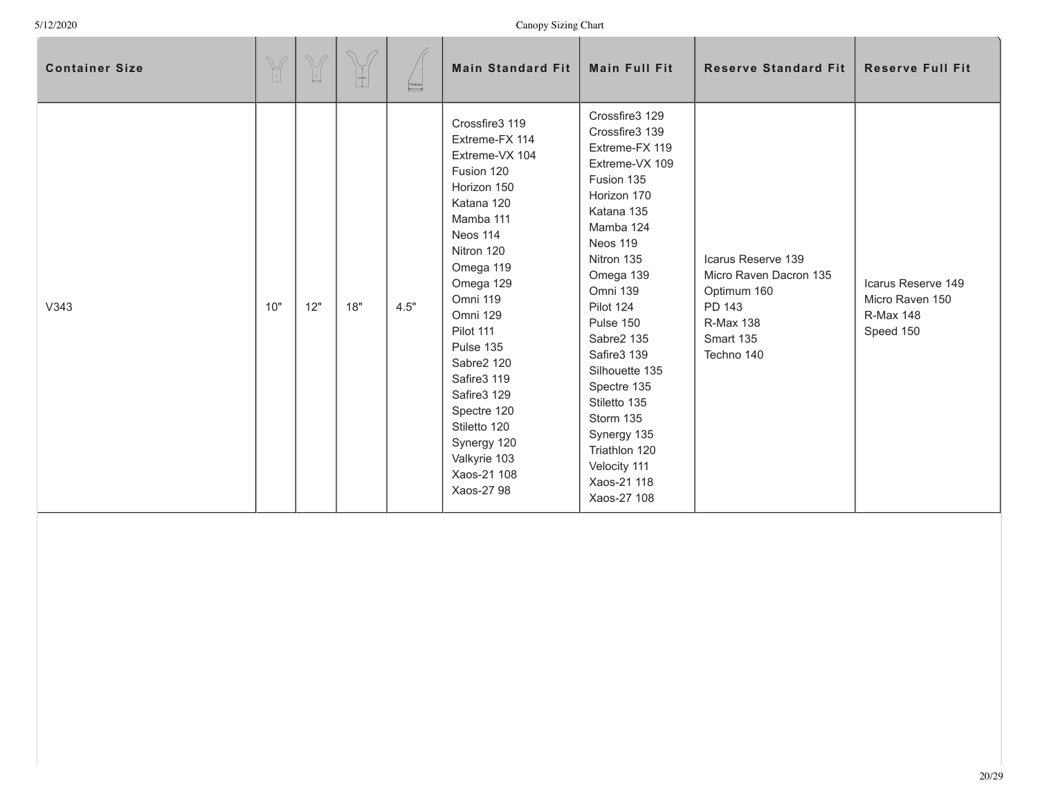| Container Size | | | | | Main Standard Fit | Main Full Fit | Reserve Standard Fit | Reserve Full Fit |
|---|---|---|---|---|---|---|---|---|
| V343 | 10" | 12" | 18" | 4.5" | Crossfire3 119<br>Extreme-FX 114<br>Extreme-VX 104<br>Fusion 120<br>Horizon 150<br>Katana 120<br>Mamba 111<br>Neos 114<br>Nitron 120<br>Omega 119<br>Omega 129<br>Omni 119<br>Omni 129<br>Pilot 111<br>Pulse 135<br>Sabre2 120<br>Safire3 119<br>Safire3 129<br>Spectre 120<br>Stiletto 120<br>Synergy 120<br>Valkyrie 103<br>Xaos-21 108<br>Xaos-27 98 | Crossfire3 129<br>Crossfire3 139<br>Extreme-FX 119<br>Extreme-VX 109<br>Fusion 135<br>Horizon 170<br>Katana 135<br>Mamba 124<br>Neos 119<br>Nitron 135<br>Omega 139<br>Omni 139<br>Pilot 124<br>Pulse 150<br>Sabre2 135<br>Safire3 139<br>Silhouette 135<br>Spectre 135<br>Stiletto 135<br>Storm 135<br>Synergy 135<br>Triathlon 120<br>Velocity 111<br>Xaos-21 118<br>Xaos-27 108 | Icarus Reserve 139<br>Micro Raven Dacron 135<br>Optimum 160<br>PD 143<br>R-Max 138<br>Smart 135<br>Techno 140 | Icarus Reserve 149<br>Micro Raven 150<br>R-Max 148<br>Speed 150 |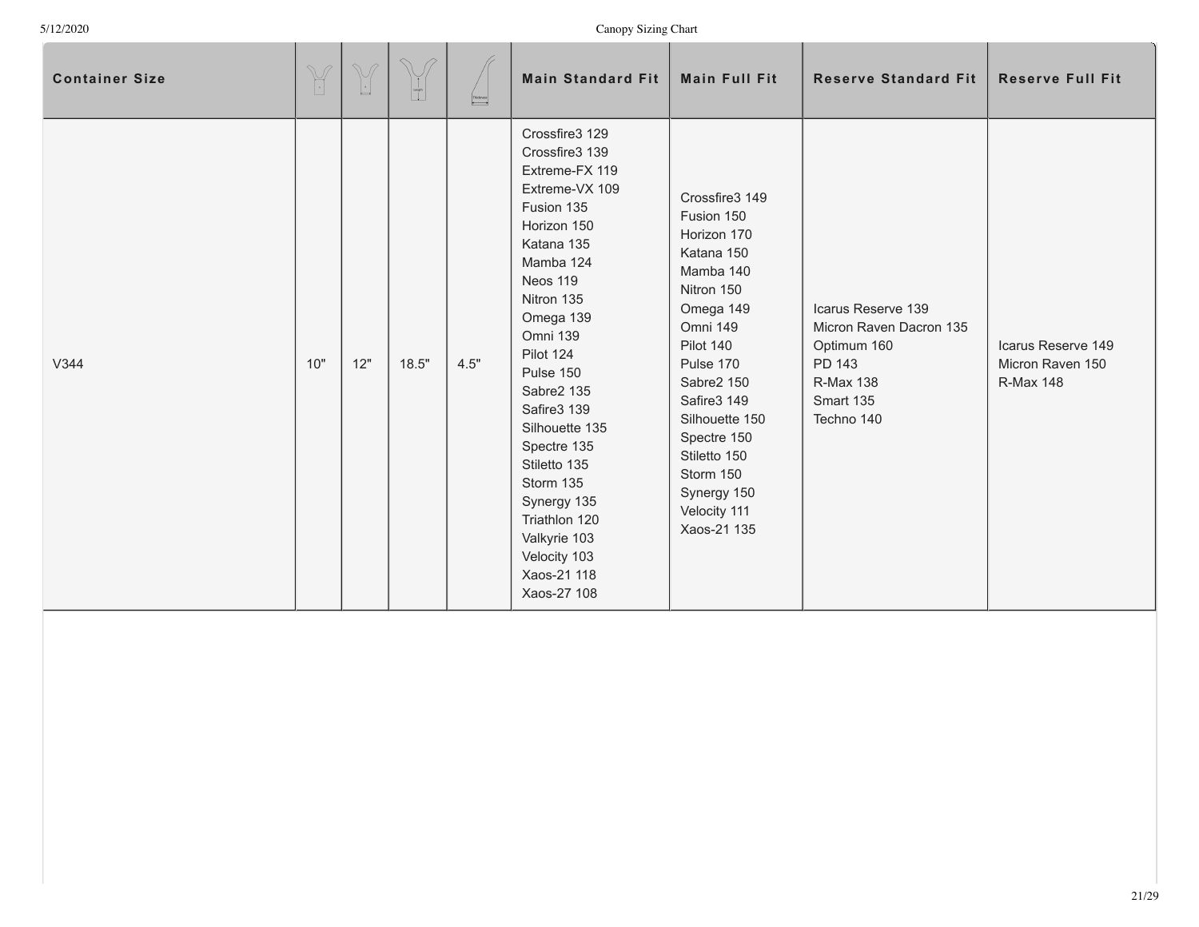| Container Size | | | | | Main Standard Fit | Main Full Fit | Reserve Standard Fit | Reserve Full Fit |
|---|---|---|---|---|---|---|---|---|
| V344 | 10" | 12" | 18.5" | 4.5" | Crossfire3 129<br>Crossfire3 139<br>Extreme-FX 119<br>Extreme-VX 109<br>Fusion 135<br>Horizon 150<br>Katana 135<br>Mamba 124<br>Neos 119<br>Nitron 135<br>Omega 139<br>Omni 139<br>Pilot 124<br>Pulse 150<br>Sabre2 135<br>Safire3 139<br>Silhouette 135<br>Spectre 135<br>Stiletto 135<br>Storm 135<br>Synergy 135<br>Triathlon 120<br>Valkyrie 103<br>Velocity 103<br>Xaos-21 118<br>Xaos-27 108 | Crossfire3 149<br>Fusion 150<br>Horizon 170<br>Katana 150<br>Mamba 140<br>Nitron 150<br>Omega 149<br>Omni 149<br>Pilot 140<br>Pulse 170<br>Sabre2 150<br>Safire3 149<br>Silhouette 150<br>Spectre 150<br>Stiletto 150<br>Storm 150<br>Synergy 150<br>Velocity 111<br>Xaos-21 135 | Icarus Reserve 139<br>Micron Raven Dacron 135<br>Optimum 160<br>PD 143<br>R-Max 138<br>Smart 135<br>Techno 140 | Icarus Reserve 149<br>Micron Raven 150<br>R-Max 148 |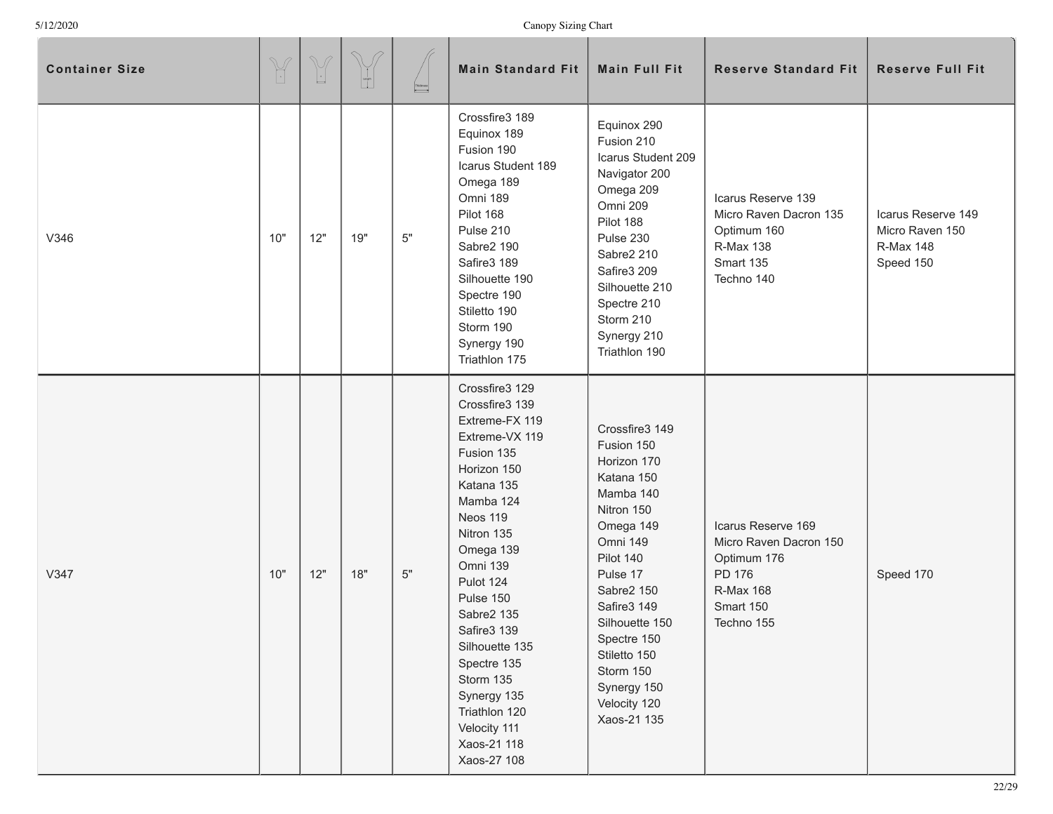| Container Size | | | | | Main Standard Fit | Main Full Fit | Reserve Standard Fit | Reserve Full Fit |
|---|---|---|---|---|---|---|---|---|
| V346 | 10" | 12" | 19" | 5" | Crossfire3 189<br>Equinox 189<br>Fusion 190<br>Icarus Student 189<br>Omega 189<br>Omni 189<br>Pilot 168<br>Pulse 210<br>Sabre2 190<br>Safire3 189<br>Silhouette 190<br>Spectre 190<br>Stiletto 190<br>Storm 190<br>Synergy 190<br>Triathlon 175 | Equinox 290<br>Fusion 210<br>Icarus Student 209<br>Navigator 200<br>Omega 209<br>Omni 209<br>Pilot 188<br>Pulse 230<br>Sabre2 210<br>Safire3 209<br>Silhouette 210<br>Spectre 210<br>Storm 210<br>Synergy 210<br>Triathlon 190 | Icarus Reserve 139<br>Micro Raven Dacron 135<br>Optimum 160<br>R-Max 138<br>Smart 135<br>Techno 140 | Icarus Reserve 149<br>Micro Raven 150<br>R-Max 148<br>Speed 150 |
| V347 | 10" | 12" | 18" | 5" | Crossfire3 129<br>Crossfire3 139<br>Extreme-FX 119<br>Extreme-VX 119<br>Fusion 135<br>Horizon 150<br>Katana 135<br>Mamba 124<br>Neos 119<br>Nitron 135<br>Omega 139<br>Omni 139<br>Pulot 124<br>Pulse 150<br>Sabre2 135<br>Safire3 139<br>Silhouette 135<br>Spectre 135<br>Storm 135<br>Synergy 135<br>Triathlon 120<br>Velocity 111<br>Xaos-21 118<br>Xaos-27 108 | Crossfire3 149<br>Fusion 150<br>Horizon 170<br>Katana 150<br>Mamba 140<br>Nitron 150<br>Omega 149<br>Omni 149<br>Pilot 140<br>Pulse 17<br>Sabre2 150<br>Safire3 149<br>Silhouette 150<br>Spectre 150<br>Stiletto 150<br>Storm 150<br>Synergy 150<br>Velocity 120<br>Xaos-21 135 | Icarus Reserve 169<br>Micro Raven Dacron 150<br>Optimum 176<br>PD 176<br>R-Max 168<br>Smart 150<br>Techno 155 | Speed 170 |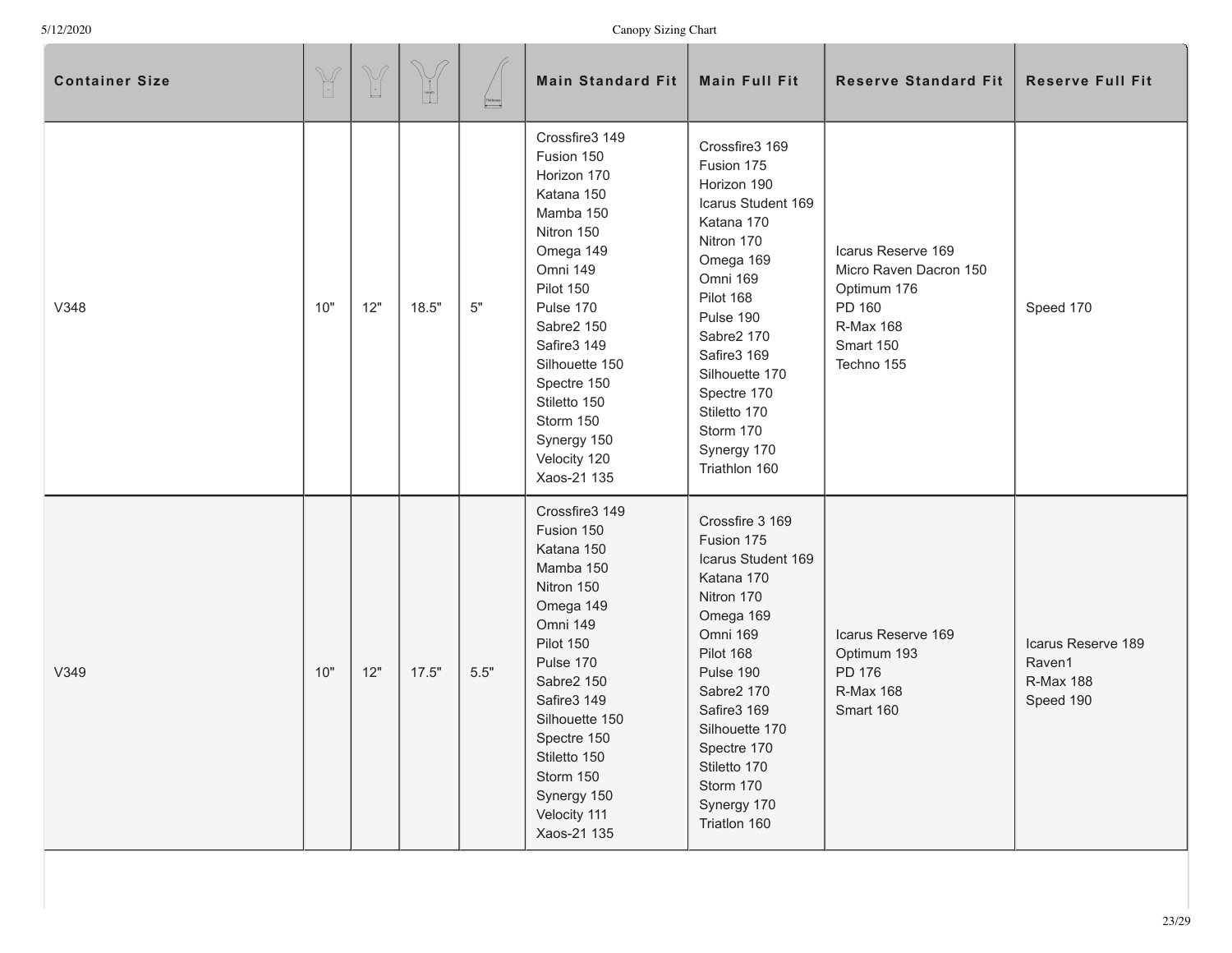| Container Size | | | | | Main Standard Fit | Main Full Fit | Reserve Standard Fit | Reserve Full Fit |
|---|---|---|---|---|---|---|---|---|
| V348 | 10" | 12" | 18.5" | 5" | Crossfire3 149<br>Fusion 150<br>Horizon 170<br>Katana 150<br>Mamba 150<br>Nitron 150<br>Omega 149<br>Omni 149<br>Pilot 150<br>Pulse 170<br>Sabre2 150<br>Safire3 149<br>Silhouette 150<br>Spectre 150<br>Stiletto 150<br>Storm 150<br>Synergy 150<br>Velocity 120<br>Xaos-21 135 | Crossfire3 169<br>Fusion 175<br>Horizon 190<br>Icarus Student 169<br>Katana 170<br>Nitron 170<br>Omega 169<br>Omni 169<br>Pilot 168<br>Pulse 190<br>Sabre2 170<br>Safire3 169<br>Silhouette 170<br>Spectre 170<br>Stiletto 170<br>Storm 170<br>Synergy 170<br>Triathlon 160 | Icarus Reserve 169<br>Micro Raven Dacron 150<br>Optimum 176<br>PD 160<br>R-Max 168<br>Smart 150<br>Techno 155 | Speed 170 |
| V349 | 10" | 12" | 17.5" | 5.5" | Crossfire3 149<br>Fusion 150<br>Katana 150<br>Mamba 150<br>Nitron 150<br>Omega 149<br>Omni 149<br>Pilot 150<br>Pulse 170<br>Sabre2 150<br>Safire3 149<br>Silhouette 150<br>Spectre 150<br>Stiletto 150<br>Storm 150<br>Synergy 150<br>Velocity 111<br>Xaos-21 135 | Crossfire 3 169<br>Fusion 175<br>Icarus Student 169<br>Katana 170<br>Nitron 170<br>Omega 169<br>Omni 169<br>Pilot 168<br>Pulse 190<br>Sabre2 170<br>Safire3 169<br>Silhouette 170<br>Spectre 170<br>Stiletto 170<br>Storm 170<br>Synergy 170<br>Triatlon 160 | Icarus Reserve 169<br>Optimum 193<br>PD 176<br>R-Max 168<br>Smart 160 | Icarus Reserve 189<br>Raven1<br>R-Max 188<br>Speed 190 |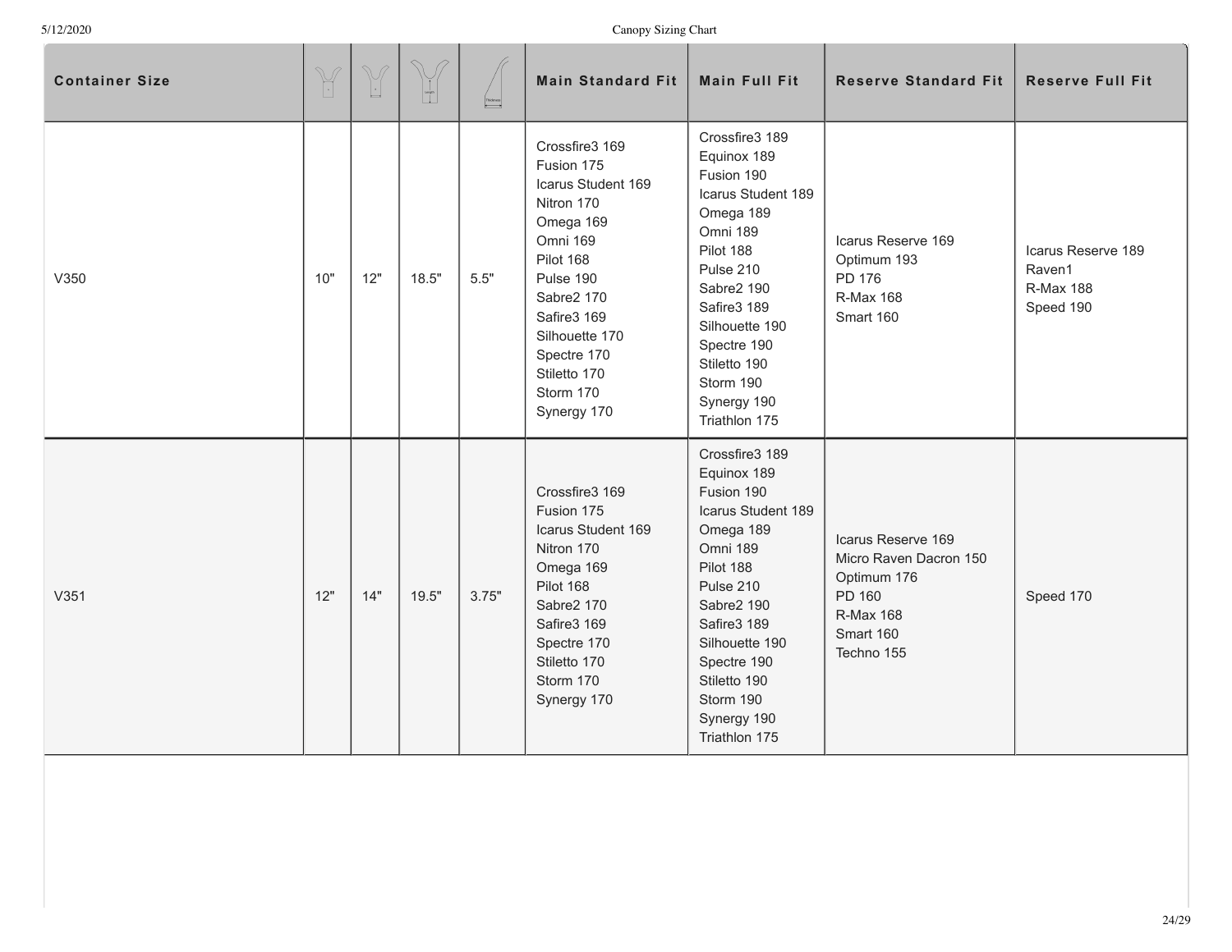| Container Size | | | | | Main Standard Fit | Main Full Fit | Reserve Standard Fit | Reserve Full Fit |
|---|---|---|---|---|---|---|---|---|
| V350 | 10" | 12" | 18.5" | 5.5" | Crossfire3 169<br>Fusion 175<br>Icarus Student 169<br>Nitron 170<br>Omega 169<br>Omni 169<br>Pilot 168<br>Pulse 190<br>Sabre2 170<br>Safire3 169<br>Silhouette 170<br>Spectre 170<br>Stiletto 170<br>Storm 170<br>Synergy 170 | Crossfire3 189<br>Equinox 189<br>Fusion 190<br>Icarus Student 189<br>Omega 189<br>Omni 189<br>Pilot 188<br>Pulse 210<br>Sabre2 190<br>Safire3 189<br>Silhouette 190<br>Spectre 190<br>Stiletto 190<br>Storm 190<br>Synergy 190<br>Triathlon 175 | Icarus Reserve 169<br>Optimum 193<br>PD 176<br>R-Max 168<br>Smart 160 | Icarus Reserve 189<br>Raven1<br>R-Max 188<br>Speed 190 |
| V351 | 12" | 14" | 19.5" | 3.75" | Crossfire3 169<br>Fusion 175<br>Icarus Student 169<br>Nitron 170<br>Omega 169<br>Pilot 168<br>Sabre2 170<br>Safire3 169<br>Spectre 170<br>Stiletto 170<br>Storm 170<br>Synergy 170 | Crossfire3 189<br>Equinox 189<br>Fusion 190<br>Icarus Student 189<br>Omega 189<br>Omni 189<br>Pilot 188<br>Pulse 210<br>Sabre2 190<br>Safire3 189<br>Silhouette 190<br>Spectre 190<br>Stiletto 190<br>Storm 190<br>Synergy 190<br>Triathlon 175 | Icarus Reserve 169<br>Micro Raven Dacron 150<br>Optimum 176<br>PD 160<br>R-Max 168<br>Smart 160<br>Techno 155 | Speed 170 |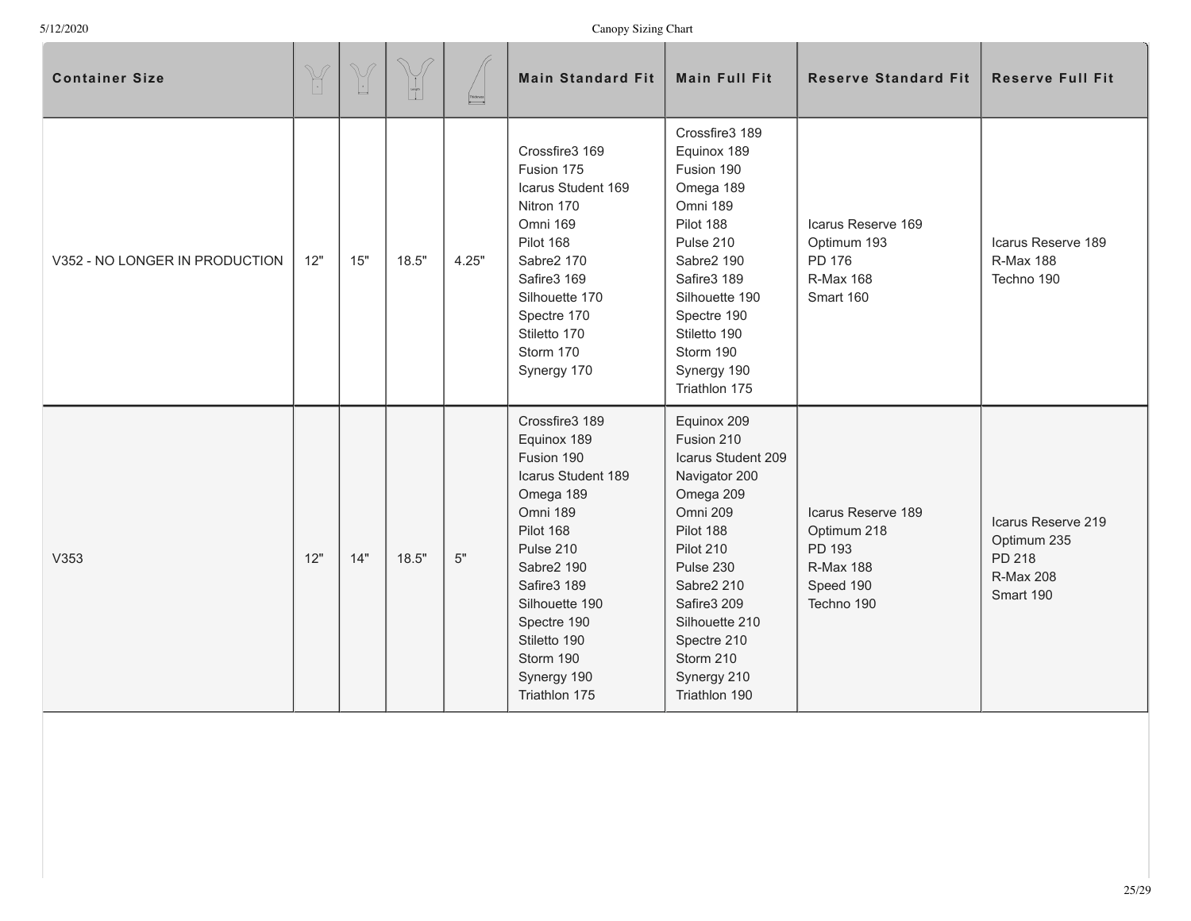| Container Size | | | | | Main Standard Fit | Main Full Fit | Reserve Standard Fit | Reserve Full Fit |
|---|---|---|---|---|---|---|---|---|
| V352 - NO LONGER IN PRODUCTION | 12" | 15" | 18.5" | 4.25" | Crossfire3 169<br>Fusion 175<br>Icarus Student 169<br>Nitron 170<br>Omni 169<br>Pilot 168<br>Sabre2 170<br>Safire3 169<br>Silhouette 170<br>Spectre 170<br>Stiletto 170<br>Storm 170<br>Synergy 170 | Crossfire3 189<br>Equinox 189<br>Fusion 190<br>Omega 189<br>Omni 189<br>Pilot 188<br>Pulse 210<br>Sabre2 190<br>Safire3 189<br>Silhouette 190<br>Spectre 190<br>Stiletto 190<br>Storm 190<br>Synergy 190<br>Triathlon 175 | Icarus Reserve 169<br>Optimum 193<br>PD 176<br>R-Max 168<br>Smart 160 | Icarus Reserve 189<br>R-Max 188<br>Techno 190 |
| V353 | 12" | 14" | 18.5" | 5" | Crossfire3 189<br>Equinox 189<br>Fusion 190<br>Icarus Student 189<br>Omega 189<br>Omni 189<br>Pilot 168<br>Pulse 210<br>Sabre2 190<br>Safire3 189<br>Silhouette 190<br>Spectre 190<br>Stiletto 190<br>Storm 190<br>Synergy 190<br>Triathlon 175 | Equinox 209<br>Fusion 210<br>Icarus Student 209<br>Navigator 200<br>Omega 209<br>Omni 209<br>Pilot 188<br>Pilot 210<br>Pulse 230<br>Sabre2 210<br>Safire3 209<br>Silhouette 210<br>Spectre 210<br>Storm 210<br>Synergy 210<br>Triathlon 190 | Icarus Reserve 189<br>Optimum 218<br>PD 193<br>R-Max 188<br>Speed 190<br>Techno 190 | Icarus Reserve 219<br>Optimum 235<br>PD 218<br>R-Max 208<br>Smart 190 |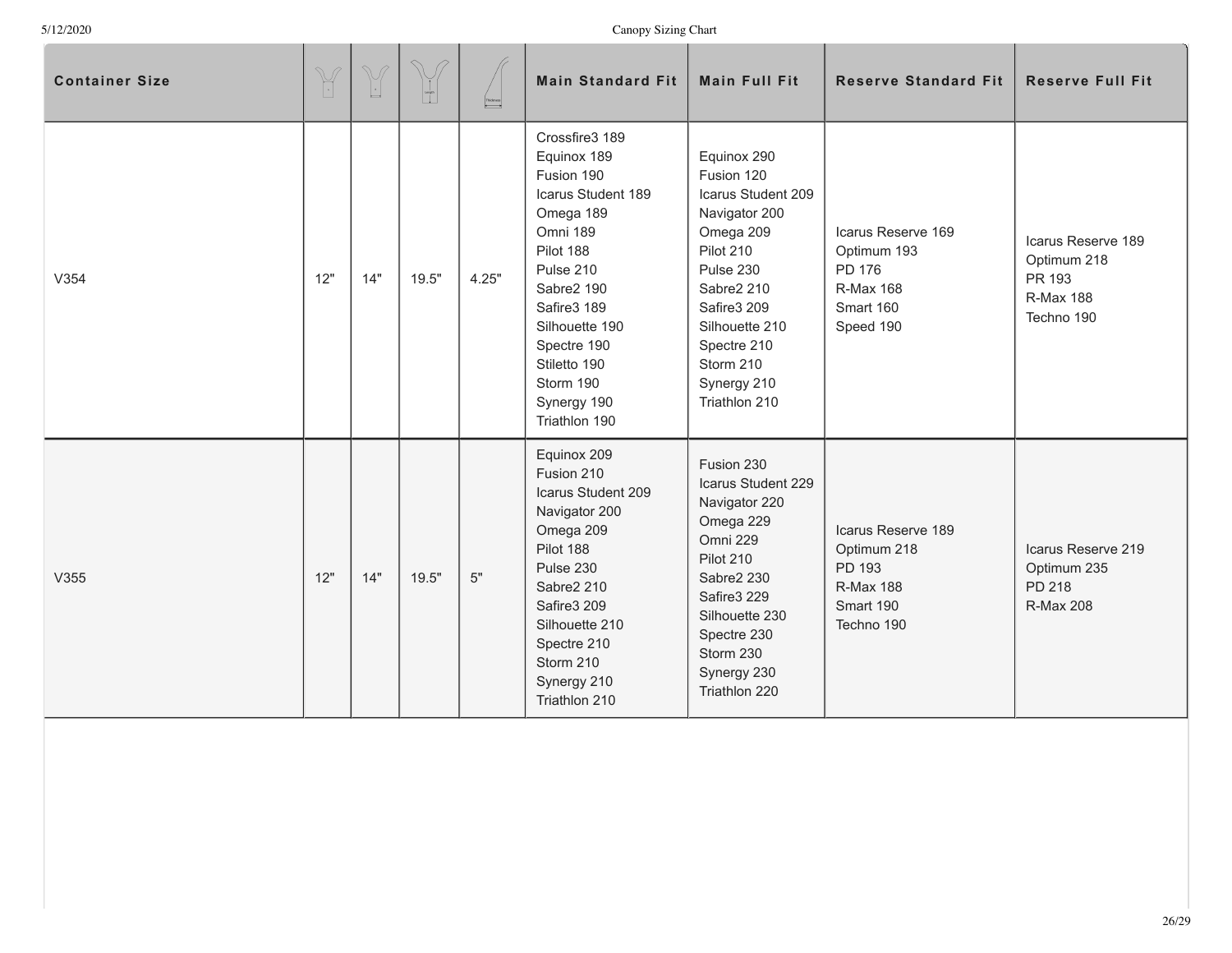| Container Size | | | | | Main Standard Fit | Main Full Fit | Reserve Standard Fit | Reserve Full Fit |
|---|---|---|---|---|---|---|---|---|
| V354 | 12" | 14" | 19.5" | 4.25" | Crossfire3 189<br>Equinox 189<br>Fusion 190<br>Icarus Student 189<br>Omega 189<br>Omni 189<br>Pilot 188<br>Pulse 210<br>Sabre2 190<br>Safire3 189<br>Silhouette 190<br>Spectre 190<br>Stiletto 190<br>Storm 190<br>Synergy 190<br>Triathlon 190 | Equinox 290<br>Fusion 120<br>Icarus Student 209<br>Navigator 200<br>Omega 209<br>Pilot 210<br>Pulse 230<br>Sabre2 210<br>Safire3 209<br>Silhouette 210<br>Spectre 210<br>Storm 210<br>Synergy 210<br>Triathlon 210 | Icarus Reserve 169<br>Optimum 193<br>PD 176<br>R-Max 168<br>Smart 160<br>Speed 190 | Icarus Reserve 189<br>Optimum 218<br>PR 193<br>R-Max 188<br>Techno 190 |
| V355 | 12" | 14" | 19.5" | 5" | Equinox 209<br>Fusion 210<br>Icarus Student 209<br>Navigator 200<br>Omega 209<br>Pilot 188<br>Pulse 230<br>Sabre2 210<br>Safire3 209<br>Silhouette 210<br>Spectre 210<br>Storm 210<br>Synergy 210<br>Triathlon 210 | Fusion 230<br>Icarus Student 229<br>Navigator 220<br>Omega 229<br>Omni 229<br>Pilot 210<br>Sabre2 230<br>Safire3 229<br>Silhouette 230<br>Spectre 230<br>Storm 230<br>Synergy 230<br>Triathlon 220 | Icarus Reserve 189<br>Optimum 218<br>PD 193<br>R-Max 188<br>Smart 190<br>Techno 190 | Icarus Reserve 219<br>Optimum 235<br>PD 218<br>R-Max 208 |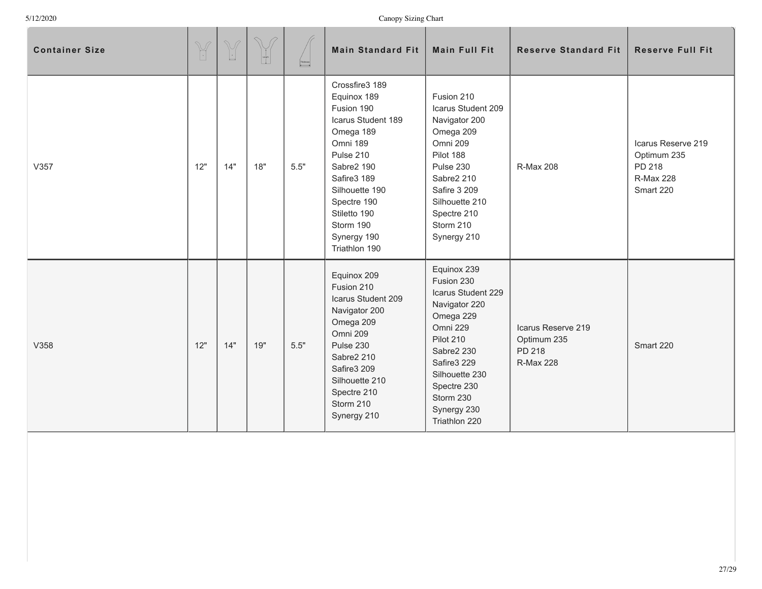| Container Size | | | | | Main Standard Fit | Main Full Fit | Reserve Standard Fit | Reserve Full Fit |
|---|---|---|---|---|---|---|---|---|
| V357 | 12" | 14" | 18" | 5.5" | Crossfire3 189<br>Equinox 189<br>Fusion 190<br>Icarus Student 189<br>Omega 189<br>Omni 189<br>Pulse 210<br>Sabre2 190<br>Safire3 189<br>Silhouette 190<br>Spectre 190<br>Stiletto 190<br>Storm 190<br>Synergy 190<br>Triathlon 190 | Fusion 210<br>Icarus Student 209<br>Navigator 200<br>Omega 209<br>Omni 209<br>Pilot 188<br>Pulse 230<br>Sabre2 210<br>Safire 3 209<br>Silhouette 210<br>Spectre 210<br>Storm 210<br>Synergy 210 | R-Max 208 | Icarus Reserve 219<br>Optimum 235<br>PD 218<br>R-Max 228<br>Smart 220 |
| V358 | 12" | 14" | 19" | 5.5" | Equinox 209<br>Fusion 210<br>Icarus Student 209<br>Navigator 200<br>Omega 209<br>Omni 209<br>Pulse 230<br>Sabre2 210<br>Safire3 209<br>Silhouette 210<br>Spectre 210<br>Storm 210<br>Synergy 210 | Equinox 239<br>Fusion 230<br>Icarus Student 229<br>Navigator 220<br>Omega 229<br>Omni 229<br>Pilot 210<br>Sabre2 230<br>Safire3 229<br>Silhouette 230<br>Spectre 230<br>Storm 230<br>Synergy 230<br>Triathlon 220 | Icarus Reserve 219<br>Optimum 235<br>PD 218<br>R-Max 228 | Smart 220 |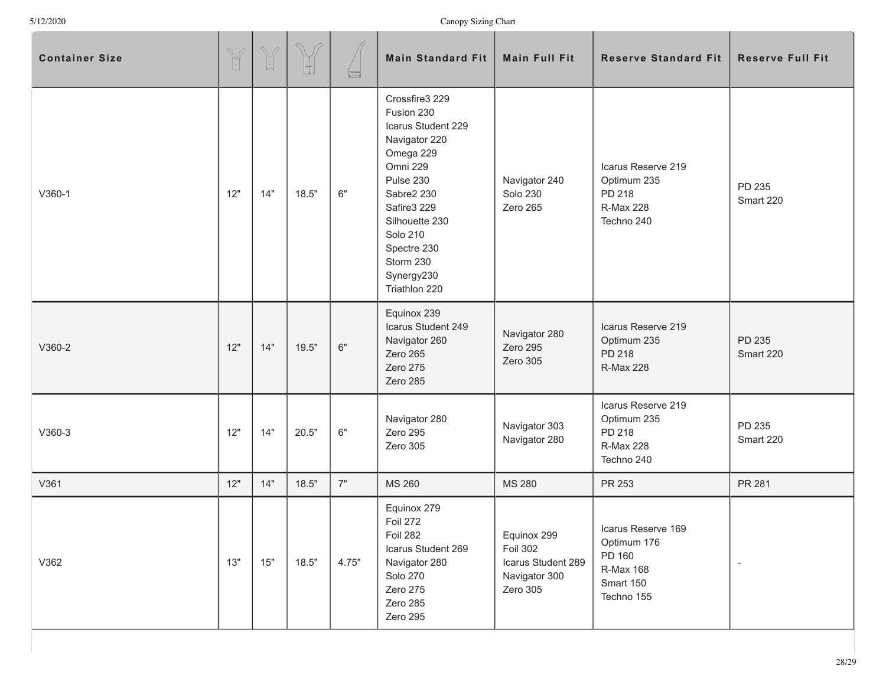| Container Size | | | | | Main Standard Fit | Main Full Fit | Reserve Standard Fit | Reserve Full Fit |
|---|---|---|---|---|---|---|---|---|
| V360-1 | 12" | 14" | 18.5" | 6" | Crossfire3 229<br>Fusion 230<br>Icarus Student 229<br>Navigator 220<br>Omega 229<br>Omni 229<br>Pulse 230<br>Sabre2 230<br>Safire3 229<br>Silhouette 230<br>Solo 210<br>Spectre 230<br>Storm 230<br>Synergy230<br>Triathlon 220 | Navigator 240<br>Solo 230<br>Zero 265 | Icarus Reserve 219<br>Optimum 235<br>PD 218<br>R-Max 228<br>Techno 240 | PD 235<br>Smart 220 |
| V360-2 | 12" | 14" | 19.5" | 6" | Equinox 239<br>Icarus Student 249<br>Navigator 260<br>Zero 265<br>Zero 275<br>Zero 285 | Navigator 280<br>Zero 295<br>Zero 305 | Icarus Reserve 219<br>Optimum 235<br>PD 218<br>R-Max 228 | PD 235<br>Smart 220 |
| V360-3 | 12" | 14" | 20.5" | 6" | Navigator 280<br>Zero 295<br>Zero 305 | Navigator 303<br>Navigator 280 | Icarus Reserve 219<br>Optimum 235<br>PD 218<br>R-Max 228<br>Techno 240 | PD 235<br>Smart 220 |
| V361 | 12" | 14" | 18.5" | 7" | MS 260 | MS 280 | PR 253 | PR 281 |
| V362 | 13" | 15" | 18.5" | 4.75" | Equinox 279<br>Foil 272<br>Foil 282<br>Icarus Student 269<br>Navigator 280<br>Solo 270<br>Zero 275<br>Zero 285<br>Zero 295 | Equinox 299<br>Foil 302<br>Icarus Student 289<br>Navigator 300<br>Zero 305 | Icarus Reserve 169<br>Optimum 176<br>PD 160<br>R-Max 168<br>Smart 150<br>Techno 155 | - |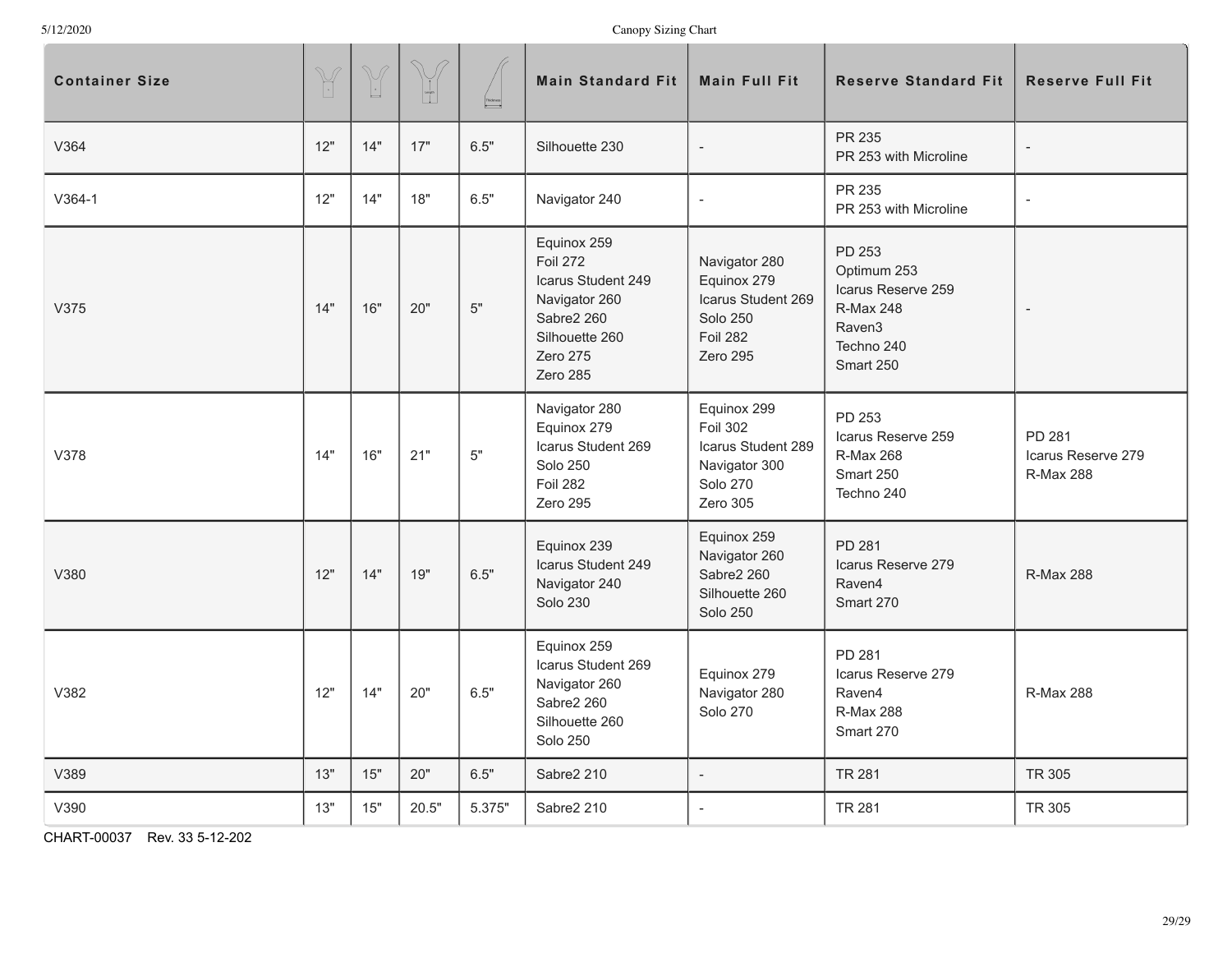| Container Size | | | | | Main Standard Fit | Main Full Fit | Reserve Standard Fit | Reserve Full Fit |
|---|---|---|---|---|---|---|---|---|
| V364 | 12" | 14" | 17" | 6.5" | Silhouette 230 | - | PR 235<br>PR 253 with Microline | - |
| V364-1 | 12" | 14" | 18" | 6.5" | Navigator 240 | - | PR 235<br>PR 253 with Microline | - |
| V375 | 14" | 16" | 20" | 5" | Equinox 259<br>Foil 272<br>Icarus Student 249<br>Navigator 260<br>Sabre2 260<br>Silhouette 260<br>Zero 275<br>Zero 285 | Navigator 280<br>Equinox 279<br>Icarus Student 269<br>Solo 250<br>Foil 282<br>Zero 295 | PD 253<br>Optimum 253<br>Icarus Reserve 259<br>R-Max 248<br>Raven3<br>Techno 240<br>Smart 250 | - |
| V378 | 14" | 16" | 21" | 5" | Navigator 280<br>Equinox 279<br>Icarus Student 269<br>Solo 250<br>Foil 282<br>Zero 295 | Equinox 299<br>Foil 302<br>Icarus Student 289<br>Navigator 300<br>Solo 270<br>Zero 305 | PD 253<br>Icarus Reserve 259<br>R-Max 268<br>Smart 250<br>Techno 240 | PD 281<br>Icarus Reserve 279<br>R-Max 288 |
| V380 | 12" | 14" | 19" | 6.5" | Equinox 239<br>Icarus Student 249<br>Navigator 240<br>Solo 230 | Equinox 259<br>Navigator 260<br>Sabre2 260<br>Silhouette 260<br>Solo 250 | PD 281<br>Icarus Reserve 279<br>Raven4<br>Smart 270 | R-Max 288 |
| V382 | 12" | 14" | 20" | 6.5" | Equinox 259<br>Icarus Student 269<br>Navigator 260<br>Sabre2 260<br>Silhouette 260<br>Solo 250 | Equinox 279<br>Navigator 280<br>Solo 270 | PD 281<br>Icarus Reserve 279<br>Raven4<br>R-Max 288<br>Smart 270 | R-Max 288 |
| V389 | 13" | 15" | 20" | 6.5" | Sabre2 210 | - | TR 281 | TR 305 |
| V390 | 13" | 15" | 20.5" | 5.375" | Sabre2 210 | - | TR 281 | TR 305 |

CHART-00037 Rev. 33 5-12-202